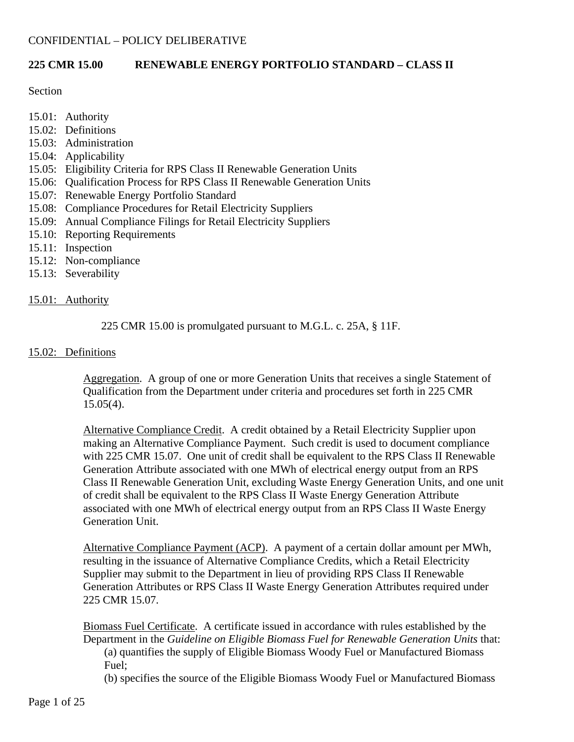CONFIDENTIAL – POLICY DELIBERATIVE

**225 CMR 15.00 RENEWABLE ENERGY PORTFOLIO STANDARD – CLASS II**

Section

15.01: Authority
15.02: Definitions
15.03: Administration
15.04: Applicability
15.05: Eligibility Criteria for RPS Class II Renewable Generation Units
15.06: Qualification Process for RPS Class II Renewable Generation Units
15.07: Renewable Energy Portfolio Standard
15.08: Compliance Procedures for Retail Electricity Suppliers
15.09: Annual Compliance Filings for Retail Electricity Suppliers
15.10: Reporting Requirements
15.11: Inspection
15.12: Non-compliance
15.13: Severability

15.01: Authority

225 CMR 15.00 is promulgated pursuant to M.G.L. c. 25A, § 11F.

15.02: Definitions

Aggregation. A group of one or more Generation Units that receives a single Statement of Qualification from the Department under criteria and procedures set forth in 225 CMR 15.05(4).

Alternative Compliance Credit. A credit obtained by a Retail Electricity Supplier upon making an Alternative Compliance Payment. Such credit is used to document compliance with 225 CMR 15.07. One unit of credit shall be equivalent to the RPS Class II Renewable Generation Attribute associated with one MWh of electrical energy output from an RPS Class II Renewable Generation Unit, excluding Waste Energy Generation Units, and one unit of credit shall be equivalent to the RPS Class II Waste Energy Generation Attribute associated with one MWh of electrical energy output from an RPS Class II Waste Energy Generation Unit.

Alternative Compliance Payment (ACP). A payment of a certain dollar amount per MWh, resulting in the issuance of Alternative Compliance Credits, which a Retail Electricity Supplier may submit to the Department in lieu of providing RPS Class II Renewable Generation Attributes or RPS Class II Waste Energy Generation Attributes required under 225 CMR 15.07.

Biomass Fuel Certificate. A certificate issued in accordance with rules established by the Department in the *Guideline on Eligible Biomass Fuel for Renewable Generation Units* that:

(a) quantifies the supply of Eligible Biomass Woody Fuel or Manufactured Biomass Fuel;

(b) specifies the source of the Eligible Biomass Woody Fuel or Manufactured Biomass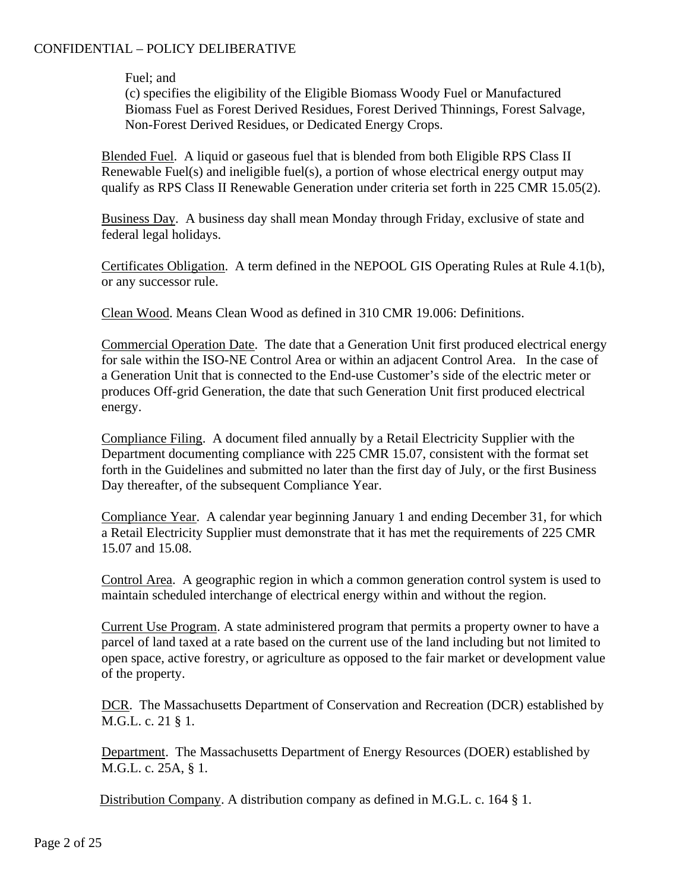Fuel; and

(c) specifies the eligibility of the Eligible Biomass Woody Fuel or Manufactured Biomass Fuel as Forest Derived Residues, Forest Derived Thinnings, Forest Salvage, Non-Forest Derived Residues, or Dedicated Energy Crops.

Blended Fuel. A liquid or gaseous fuel that is blended from both Eligible RPS Class II Renewable Fuel(s) and ineligible fuel(s), a portion of whose electrical energy output may qualify as RPS Class II Renewable Generation under criteria set forth in 225 CMR 15.05(2).

Business Day. A business day shall mean Monday through Friday, exclusive of state and federal legal holidays.

Certificates Obligation. A term defined in the NEPOOL GIS Operating Rules at Rule 4.1(b), or any successor rule.

Clean Wood. Means Clean Wood as defined in 310 CMR 19.006: Definitions.

Commercial Operation Date. The date that a Generation Unit first produced electrical energy for sale within the ISO-NE Control Area or within an adjacent Control Area. In the case of a Generation Unit that is connected to the End-use Customer's side of the electric meter or produces Off-grid Generation, the date that such Generation Unit first produced electrical energy.

Compliance Filing. A document filed annually by a Retail Electricity Supplier with the Department documenting compliance with 225 CMR 15.07, consistent with the format set forth in the Guidelines and submitted no later than the first day of July, or the first Business Day thereafter, of the subsequent Compliance Year.

Compliance Year. A calendar year beginning January 1 and ending December 31, for which a Retail Electricity Supplier must demonstrate that it has met the requirements of 225 CMR 15.07 and 15.08.

Control Area. A geographic region in which a common generation control system is used to maintain scheduled interchange of electrical energy within and without the region.

Current Use Program. A state administered program that permits a property owner to have a parcel of land taxed at a rate based on the current use of the land including but not limited to open space, active forestry, or agriculture as opposed to the fair market or development value of the property.

DCR. The Massachusetts Department of Conservation and Recreation (DCR) established by M.G.L. c. 21 § 1.

Department. The Massachusetts Department of Energy Resources (DOER) established by M.G.L. c. 25A, § 1.

Distribution Company. A distribution company as defined in M.G.L. c. 164 § 1.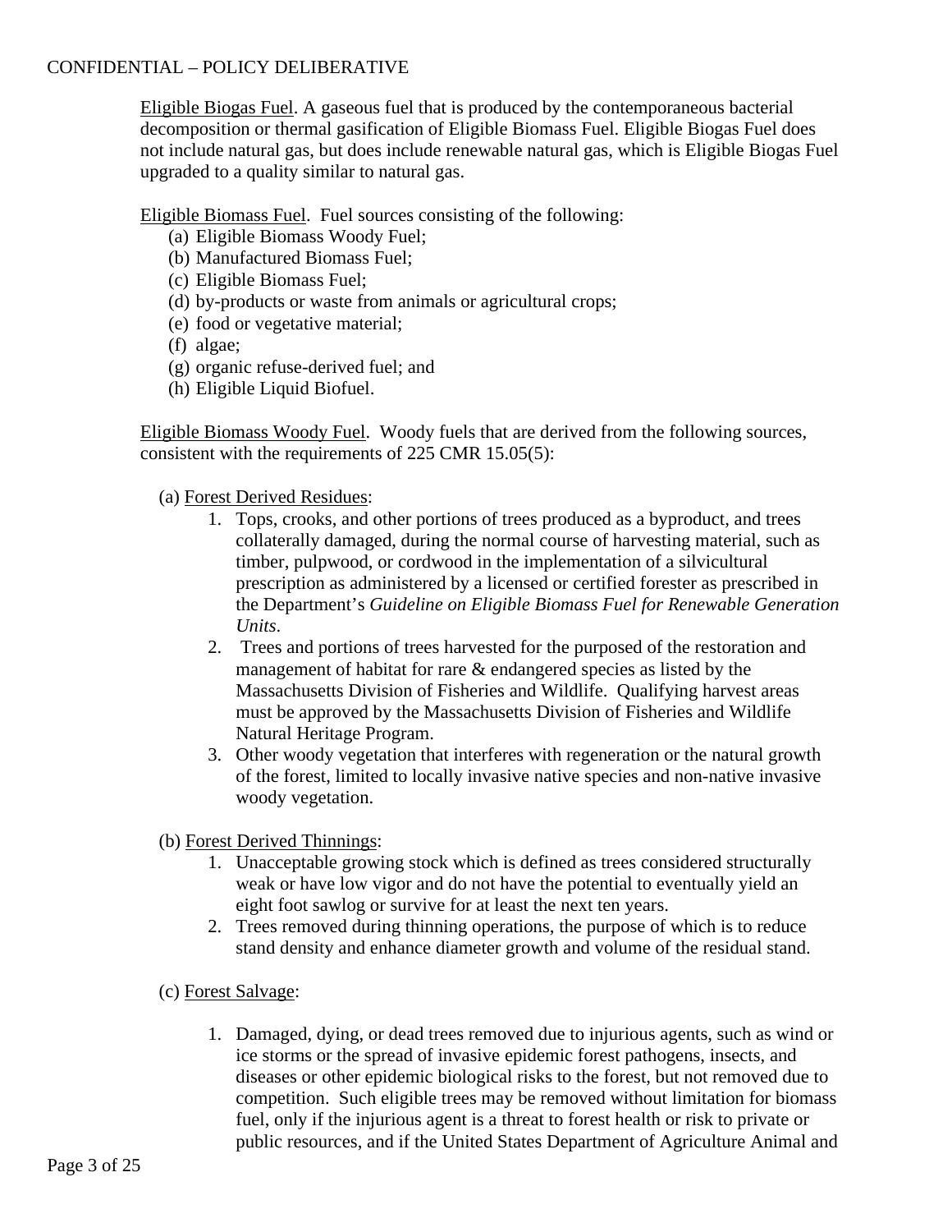Eligible Biogas Fuel. A gaseous fuel that is produced by the contemporaneous bacterial decomposition or thermal gasification of Eligible Biomass Fuel. Eligible Biogas Fuel does not include natural gas, but does include renewable natural gas, which is Eligible Biogas Fuel upgraded to a quality similar to natural gas.

Eligible Biomass Fuel. Fuel sources consisting of the following:

(a) Eligible Biomass Woody Fuel;
(b) Manufactured Biomass Fuel;
(c) Eligible Biomass Fuel;
(d) by-products or waste from animals or agricultural crops;
(e) food or vegetative material;
(f) algae;
(g) organic refuse-derived fuel; and
(h) Eligible Liquid Biofuel.

Eligible Biomass Woody Fuel. Woody fuels that are derived from the following sources, consistent with the requirements of 225 CMR 15.05(5):

(a) Forest Derived Residues:

1. Tops, crooks, and other portions of trees produced as a byproduct, and trees collaterally damaged, during the normal course of harvesting material, such as timber, pulpwood, or cordwood in the implementation of a silvicultural prescription as administered by a licensed or certified forester as prescribed in the Department's *Guideline on Eligible Biomass Fuel for Renewable Generation Units*.
2. Trees and portions of trees harvested for the purposed of the restoration and management of habitat for rare & endangered species as listed by the Massachusetts Division of Fisheries and Wildlife. Qualifying harvest areas must be approved by the Massachusetts Division of Fisheries and Wildlife Natural Heritage Program.
3. Other woody vegetation that interferes with regeneration or the natural growth of the forest, limited to locally invasive native species and non-native invasive woody vegetation.

(b) Forest Derived Thinnings:

1. Unacceptable growing stock which is defined as trees considered structurally weak or have low vigor and do not have the potential to eventually yield an eight foot sawlog or survive for at least the next ten years.
2. Trees removed during thinning operations, the purpose of which is to reduce stand density and enhance diameter growth and volume of the residual stand.

(c) Forest Salvage:

1. Damaged, dying, or dead trees removed due to injurious agents, such as wind or ice storms or the spread of invasive epidemic forest pathogens, insects, and diseases or other epidemic biological risks to the forest, but not removed due to competition. Such eligible trees may be removed without limitation for biomass fuel, only if the injurious agent is a threat to forest health or risk to private or public resources, and if the United States Department of Agriculture Animal and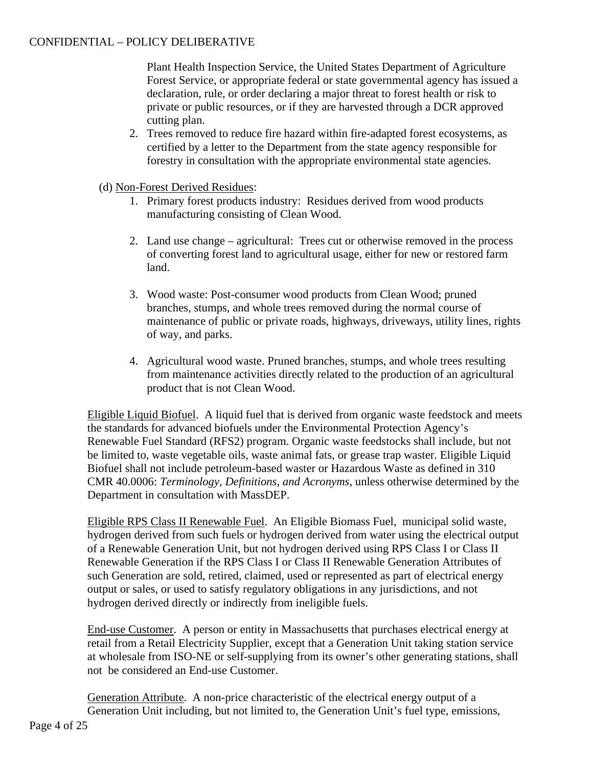Plant Health Inspection Service, the United States Department of Agriculture Forest Service, or appropriate federal or state governmental agency has issued a declaration, rule, or order declaring a major threat to forest health or risk to private or public resources, or if they are harvested through a DCR approved cutting plan.

2. Trees removed to reduce fire hazard within fire-adapted forest ecosystems, as certified by a letter to the Department from the state agency responsible for forestry in consultation with the appropriate environmental state agencies.

(d) Non-Forest Derived Residues:

1. Primary forest products industry: Residues derived from wood products manufacturing consisting of Clean Wood.

2. Land use change – agricultural: Trees cut or otherwise removed in the process of converting forest land to agricultural usage, either for new or restored farm land.

3. Wood waste: Post-consumer wood products from Clean Wood; pruned branches, stumps, and whole trees removed during the normal course of maintenance of public or private roads, highways, driveways, utility lines, rights of way, and parks.

4. Agricultural wood waste. Pruned branches, stumps, and whole trees resulting from maintenance activities directly related to the production of an agricultural product that is not Clean Wood.

Eligible Liquid Biofuel. A liquid fuel that is derived from organic waste feedstock and meets the standards for advanced biofuels under the Environmental Protection Agency's Renewable Fuel Standard (RFS2) program. Organic waste feedstocks shall include, but not be limited to, waste vegetable oils, waste animal fats, or grease trap waster. Eligible Liquid Biofuel shall not include petroleum-based waster or Hazardous Waste as defined in 310 CMR 40.0006: *Terminology, Definitions, and Acronyms,* unless otherwise determined by the Department in consultation with MassDEP.

Eligible RPS Class II Renewable Fuel. An Eligible Biomass Fuel, municipal solid waste, hydrogen derived from such fuels or hydrogen derived from water using the electrical output of a Renewable Generation Unit, but not hydrogen derived using RPS Class I or Class II Renewable Generation if the RPS Class I or Class II Renewable Generation Attributes of such Generation are sold, retired, claimed, used or represented as part of electrical energy output or sales, or used to satisfy regulatory obligations in any jurisdictions, and not hydrogen derived directly or indirectly from ineligible fuels.

End-use Customer. A person or entity in Massachusetts that purchases electrical energy at retail from a Retail Electricity Supplier, except that a Generation Unit taking station service at wholesale from ISO-NE or self-supplying from its owner's other generating stations, shall not be considered an End-use Customer.

Generation Attribute. A non-price characteristic of the electrical energy output of a Generation Unit including, but not limited to, the Generation Unit's fuel type, emissions,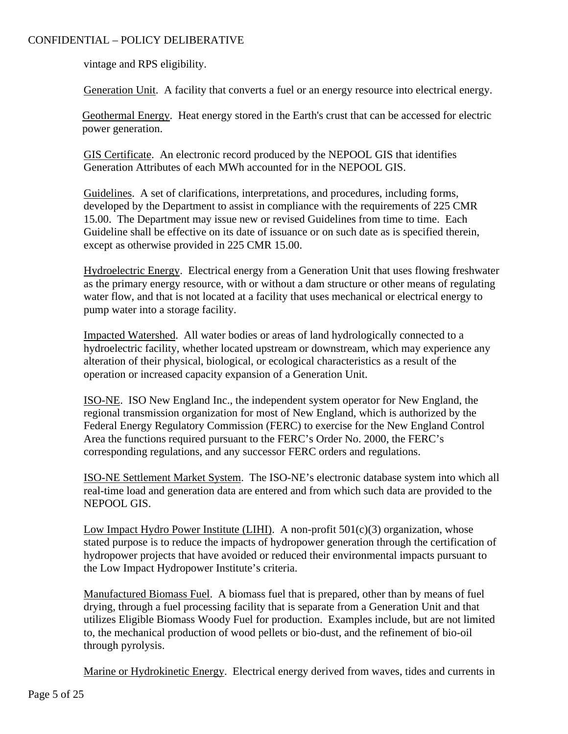vintage and RPS eligibility.

Generation Unit. A facility that converts a fuel or an energy resource into electrical energy.

Geothermal Energy. Heat energy stored in the Earth's crust that can be accessed for electric power generation.

GIS Certificate. An electronic record produced by the NEPOOL GIS that identifies Generation Attributes of each MWh accounted for in the NEPOOL GIS.

Guidelines. A set of clarifications, interpretations, and procedures, including forms, developed by the Department to assist in compliance with the requirements of 225 CMR 15.00. The Department may issue new or revised Guidelines from time to time. Each Guideline shall be effective on its date of issuance or on such date as is specified therein, except as otherwise provided in 225 CMR 15.00.

Hydroelectric Energy. Electrical energy from a Generation Unit that uses flowing freshwater as the primary energy resource, with or without a dam structure or other means of regulating water flow, and that is not located at a facility that uses mechanical or electrical energy to pump water into a storage facility.

Impacted Watershed. All water bodies or areas of land hydrologically connected to a hydroelectric facility, whether located upstream or downstream, which may experience any alteration of their physical, biological, or ecological characteristics as a result of the operation or increased capacity expansion of a Generation Unit.

ISO-NE. ISO New England Inc., the independent system operator for New England, the regional transmission organization for most of New England, which is authorized by the Federal Energy Regulatory Commission (FERC) to exercise for the New England Control Area the functions required pursuant to the FERC's Order No. 2000, the FERC's corresponding regulations, and any successor FERC orders and regulations.

ISO-NE Settlement Market System. The ISO-NE's electronic database system into which all real-time load and generation data are entered and from which such data are provided to the NEPOOL GIS.

Low Impact Hydro Power Institute (LIHI). A non-profit 501(c)(3) organization, whose stated purpose is to reduce the impacts of hydropower generation through the certification of hydropower projects that have avoided or reduced their environmental impacts pursuant to the Low Impact Hydropower Institute's criteria.

Manufactured Biomass Fuel. A biomass fuel that is prepared, other than by means of fuel drying, through a fuel processing facility that is separate from a Generation Unit and that utilizes Eligible Biomass Woody Fuel for production. Examples include, but are not limited to, the mechanical production of wood pellets or bio-dust, and the refinement of bio-oil through pyrolysis.

Marine or Hydrokinetic Energy. Electrical energy derived from waves, tides and currents in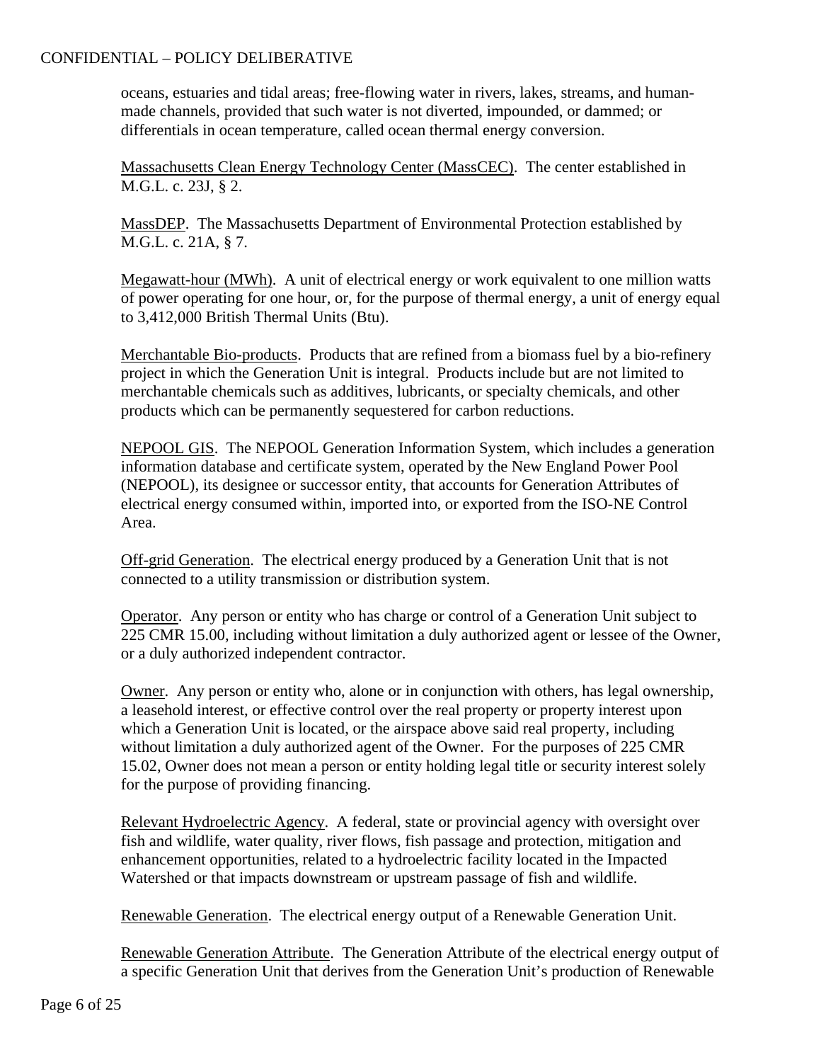oceans, estuaries and tidal areas; free-flowing water in rivers, lakes, streams, and human-made channels, provided that such water is not diverted, impounded, or dammed; or differentials in ocean temperature, called ocean thermal energy conversion.

Massachusetts Clean Energy Technology Center (MassCEC). The center established in M.G.L. c. 23J, § 2.

MassDEP. The Massachusetts Department of Environmental Protection established by M.G.L. c. 21A, § 7.

Megawatt-hour (MWh). A unit of electrical energy or work equivalent to one million watts of power operating for one hour, or, for the purpose of thermal energy, a unit of energy equal to 3,412,000 British Thermal Units (Btu).

Merchantable Bio-products. Products that are refined from a biomass fuel by a bio-refinery project in which the Generation Unit is integral. Products include but are not limited to merchantable chemicals such as additives, lubricants, or specialty chemicals, and other products which can be permanently sequestered for carbon reductions.

NEPOOL GIS. The NEPOOL Generation Information System, which includes a generation information database and certificate system, operated by the New England Power Pool (NEPOOL), its designee or successor entity, that accounts for Generation Attributes of electrical energy consumed within, imported into, or exported from the ISO-NE Control Area.

Off-grid Generation. The electrical energy produced by a Generation Unit that is not connected to a utility transmission or distribution system.

Operator. Any person or entity who has charge or control of a Generation Unit subject to 225 CMR 15.00, including without limitation a duly authorized agent or lessee of the Owner, or a duly authorized independent contractor.

Owner. Any person or entity who, alone or in conjunction with others, has legal ownership, a leasehold interest, or effective control over the real property or property interest upon which a Generation Unit is located, or the airspace above said real property, including without limitation a duly authorized agent of the Owner. For the purposes of 225 CMR 15.02, Owner does not mean a person or entity holding legal title or security interest solely for the purpose of providing financing.

Relevant Hydroelectric Agency. A federal, state or provincial agency with oversight over fish and wildlife, water quality, river flows, fish passage and protection, mitigation and enhancement opportunities, related to a hydroelectric facility located in the Impacted Watershed or that impacts downstream or upstream passage of fish and wildlife.

Renewable Generation. The electrical energy output of a Renewable Generation Unit.

Renewable Generation Attribute. The Generation Attribute of the electrical energy output of a specific Generation Unit that derives from the Generation Unit's production of Renewable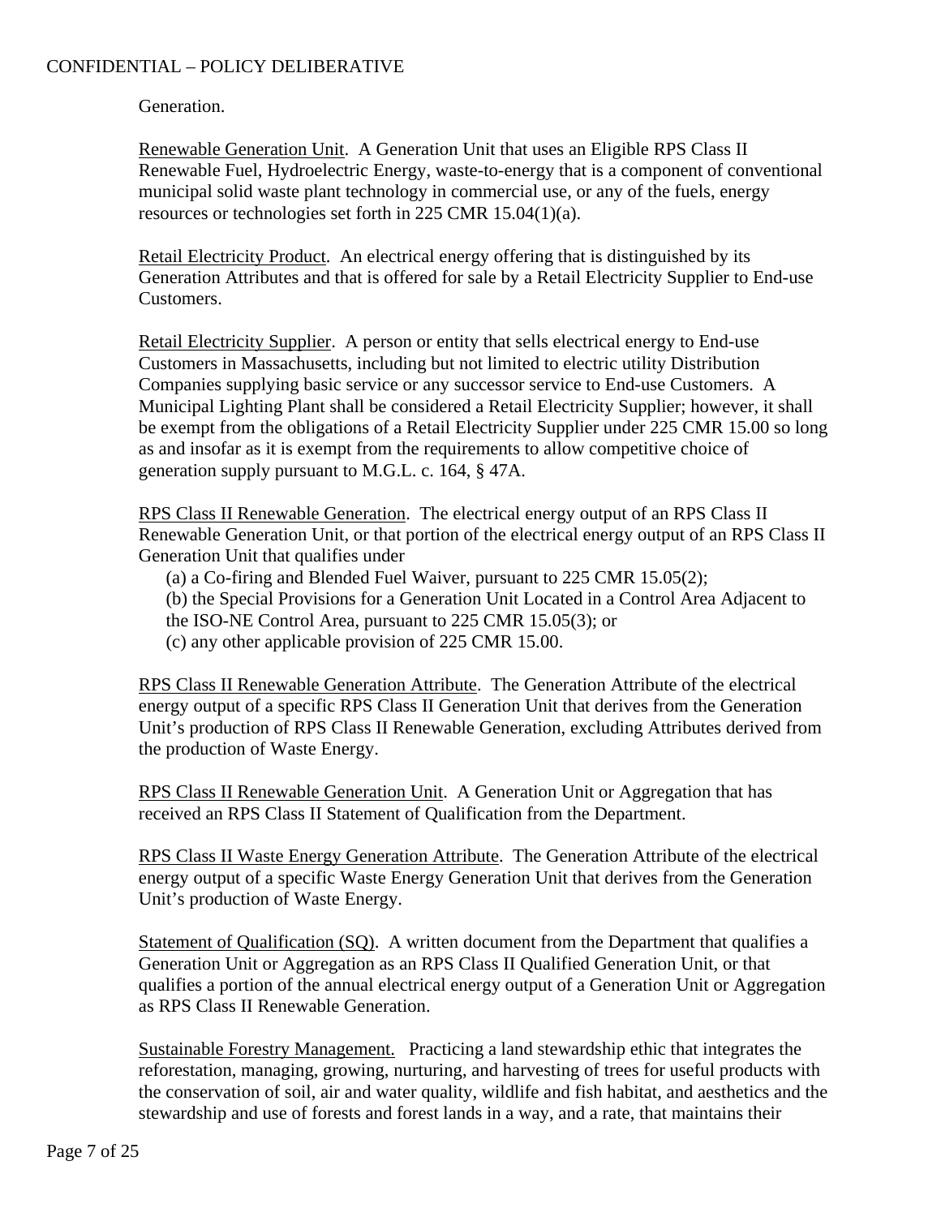Generation.

Renewable Generation Unit. A Generation Unit that uses an Eligible RPS Class II Renewable Fuel, Hydroelectric Energy, waste-to-energy that is a component of conventional municipal solid waste plant technology in commercial use, or any of the fuels, energy resources or technologies set forth in 225 CMR 15.04(1)(a).

Retail Electricity Product. An electrical energy offering that is distinguished by its Generation Attributes and that is offered for sale by a Retail Electricity Supplier to End-use Customers.

Retail Electricity Supplier. A person or entity that sells electrical energy to End-use Customers in Massachusetts, including but not limited to electric utility Distribution Companies supplying basic service or any successor service to End-use Customers. A Municipal Lighting Plant shall be considered a Retail Electricity Supplier; however, it shall be exempt from the obligations of a Retail Electricity Supplier under 225 CMR 15.00 so long as and insofar as it is exempt from the requirements to allow competitive choice of generation supply pursuant to M.G.L. c. 164, § 47A.

RPS Class II Renewable Generation. The electrical energy output of an RPS Class II Renewable Generation Unit, or that portion of the electrical energy output of an RPS Class II Generation Unit that qualifies under

(a) a Co-firing and Blended Fuel Waiver, pursuant to 225 CMR 15.05(2);
(b) the Special Provisions for a Generation Unit Located in a Control Area Adjacent to the ISO-NE Control Area, pursuant to 225 CMR 15.05(3); or
(c) any other applicable provision of 225 CMR 15.00.

RPS Class II Renewable Generation Attribute. The Generation Attribute of the electrical energy output of a specific RPS Class II Generation Unit that derives from the Generation Unit's production of RPS Class II Renewable Generation, excluding Attributes derived from the production of Waste Energy.

RPS Class II Renewable Generation Unit. A Generation Unit or Aggregation that has received an RPS Class II Statement of Qualification from the Department.

RPS Class II Waste Energy Generation Attribute. The Generation Attribute of the electrical energy output of a specific Waste Energy Generation Unit that derives from the Generation Unit's production of Waste Energy.

Statement of Qualification (SQ). A written document from the Department that qualifies a Generation Unit or Aggregation as an RPS Class II Qualified Generation Unit, or that qualifies a portion of the annual electrical energy output of a Generation Unit or Aggregation as RPS Class II Renewable Generation.

Sustainable Forestry Management. Practicing a land stewardship ethic that integrates the reforestation, managing, growing, nurturing, and harvesting of trees for useful products with the conservation of soil, air and water quality, wildlife and fish habitat, and aesthetics and the stewardship and use of forests and forest lands in a way, and a rate, that maintains their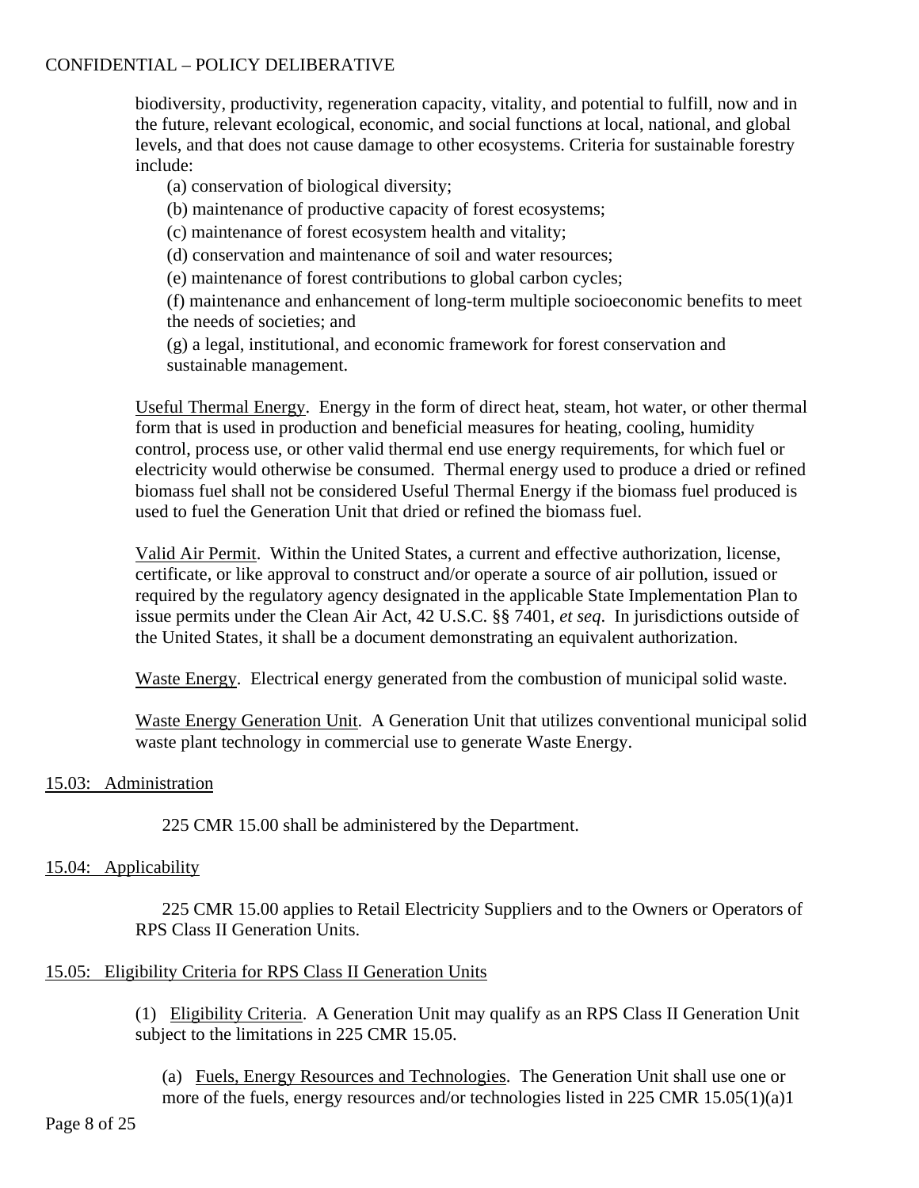biodiversity, productivity, regeneration capacity, vitality, and potential to fulfill, now and in the future, relevant ecological, economic, and social functions at local, national, and global levels, and that does not cause damage to other ecosystems. Criteria for sustainable forestry include:

(a) conservation of biological diversity;

(b) maintenance of productive capacity of forest ecosystems;

(c) maintenance of forest ecosystem health and vitality;

(d) conservation and maintenance of soil and water resources;

(e) maintenance of forest contributions to global carbon cycles;

(f) maintenance and enhancement of long-term multiple socioeconomic benefits to meet the needs of societies; and

(g) a legal, institutional, and economic framework for forest conservation and sustainable management.

Useful Thermal Energy. Energy in the form of direct heat, steam, hot water, or other thermal form that is used in production and beneficial measures for heating, cooling, humidity control, process use, or other valid thermal end use energy requirements, for which fuel or electricity would otherwise be consumed. Thermal energy used to produce a dried or refined biomass fuel shall not be considered Useful Thermal Energy if the biomass fuel produced is used to fuel the Generation Unit that dried or refined the biomass fuel.

Valid Air Permit. Within the United States, a current and effective authorization, license, certificate, or like approval to construct and/or operate a source of air pollution, issued or required by the regulatory agency designated in the applicable State Implementation Plan to issue permits under the Clean Air Act, 42 U.S.C. §§ 7401, *et seq*. In jurisdictions outside of the United States, it shall be a document demonstrating an equivalent authorization.

Waste Energy. Electrical energy generated from the combustion of municipal solid waste.

Waste Energy Generation Unit. A Generation Unit that utilizes conventional municipal solid waste plant technology in commercial use to generate Waste Energy.

## 15.03: Administration

225 CMR 15.00 shall be administered by the Department.

## 15.04: Applicability

225 CMR 15.00 applies to Retail Electricity Suppliers and to the Owners or Operators of RPS Class II Generation Units.

## 15.05: Eligibility Criteria for RPS Class II Generation Units

(1) Eligibility Criteria. A Generation Unit may qualify as an RPS Class II Generation Unit subject to the limitations in 225 CMR 15.05.

(a) Fuels, Energy Resources and Technologies. The Generation Unit shall use one or more of the fuels, energy resources and/or technologies listed in 225 CMR 15.05(1)(a)1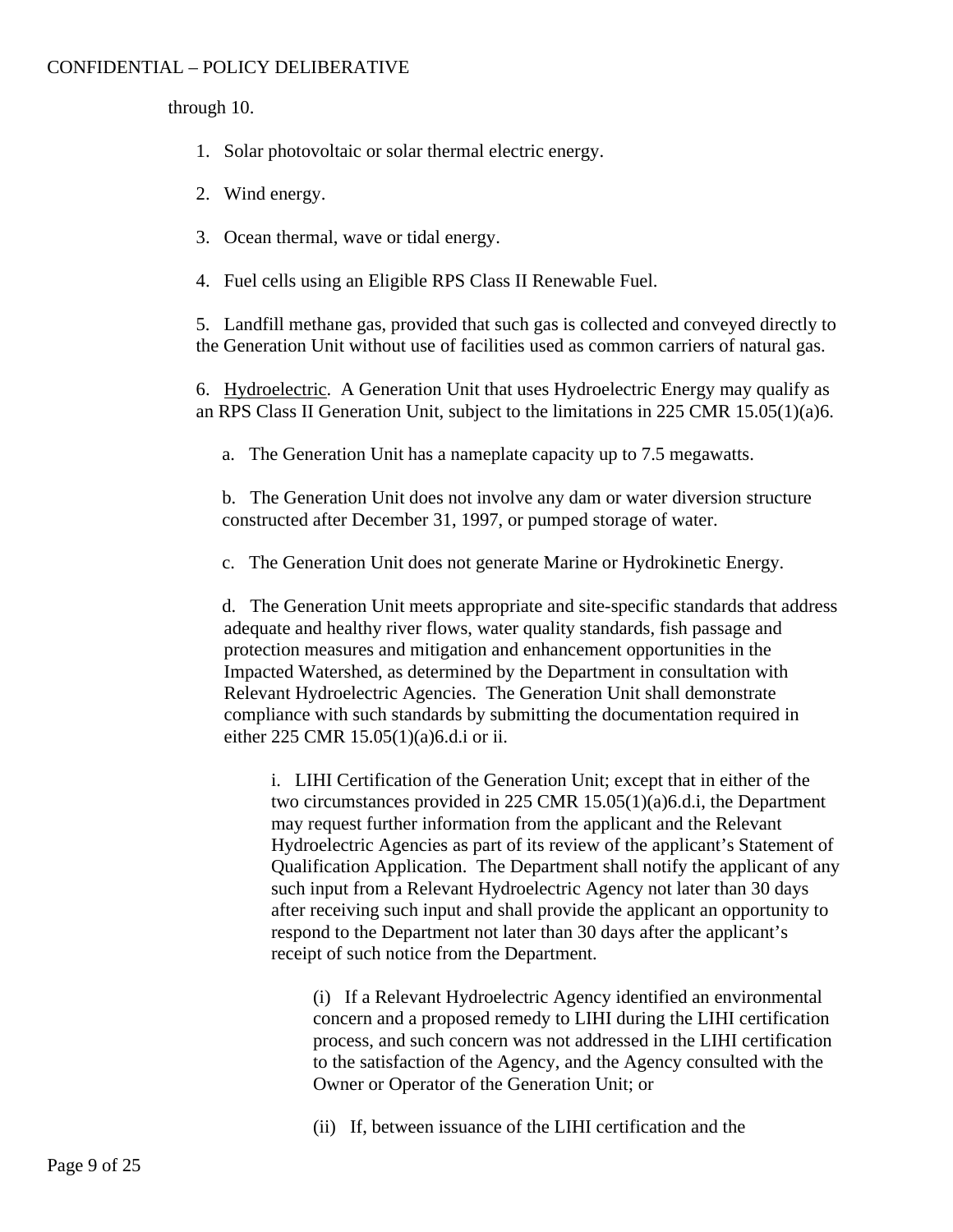through 10.

1. Solar photovoltaic or solar thermal electric energy.

2. Wind energy.

3. Ocean thermal, wave or tidal energy.

4. Fuel cells using an Eligible RPS Class II Renewable Fuel.

5. Landfill methane gas, provided that such gas is collected and conveyed directly to the Generation Unit without use of facilities used as common carriers of natural gas.

6. Hydroelectric. A Generation Unit that uses Hydroelectric Energy may qualify as an RPS Class II Generation Unit, subject to the limitations in 225 CMR 15.05(1)(a)6.

   a. The Generation Unit has a nameplate capacity up to 7.5 megawatts.

   b. The Generation Unit does not involve any dam or water diversion structure constructed after December 31, 1997, or pumped storage of water.

   c. The Generation Unit does not generate Marine or Hydrokinetic Energy.

   d. The Generation Unit meets appropriate and site-specific standards that address adequate and healthy river flows, water quality standards, fish passage and protection measures and mitigation and enhancement opportunities in the Impacted Watershed, as determined by the Department in consultation with Relevant Hydroelectric Agencies. The Generation Unit shall demonstrate compliance with such standards by submitting the documentation required in either 225 CMR 15.05(1)(a)6.d.i or ii.

      i. LIHI Certification of the Generation Unit; except that in either of the two circumstances provided in 225 CMR 15.05(1)(a)6.d.i, the Department may request further information from the applicant and the Relevant Hydroelectric Agencies as part of its review of the applicant's Statement of Qualification Application. The Department shall notify the applicant of any such input from a Relevant Hydroelectric Agency not later than 30 days after receiving such input and shall provide the applicant an opportunity to respond to the Department not later than 30 days after the applicant's receipt of such notice from the Department.

         (i) If a Relevant Hydroelectric Agency identified an environmental concern and a proposed remedy to LIHI during the LIHI certification process, and such concern was not addressed in the LIHI certification to the satisfaction of the Agency, and the Agency consulted with the Owner or Operator of the Generation Unit; or

         (ii) If, between issuance of the LIHI certification and the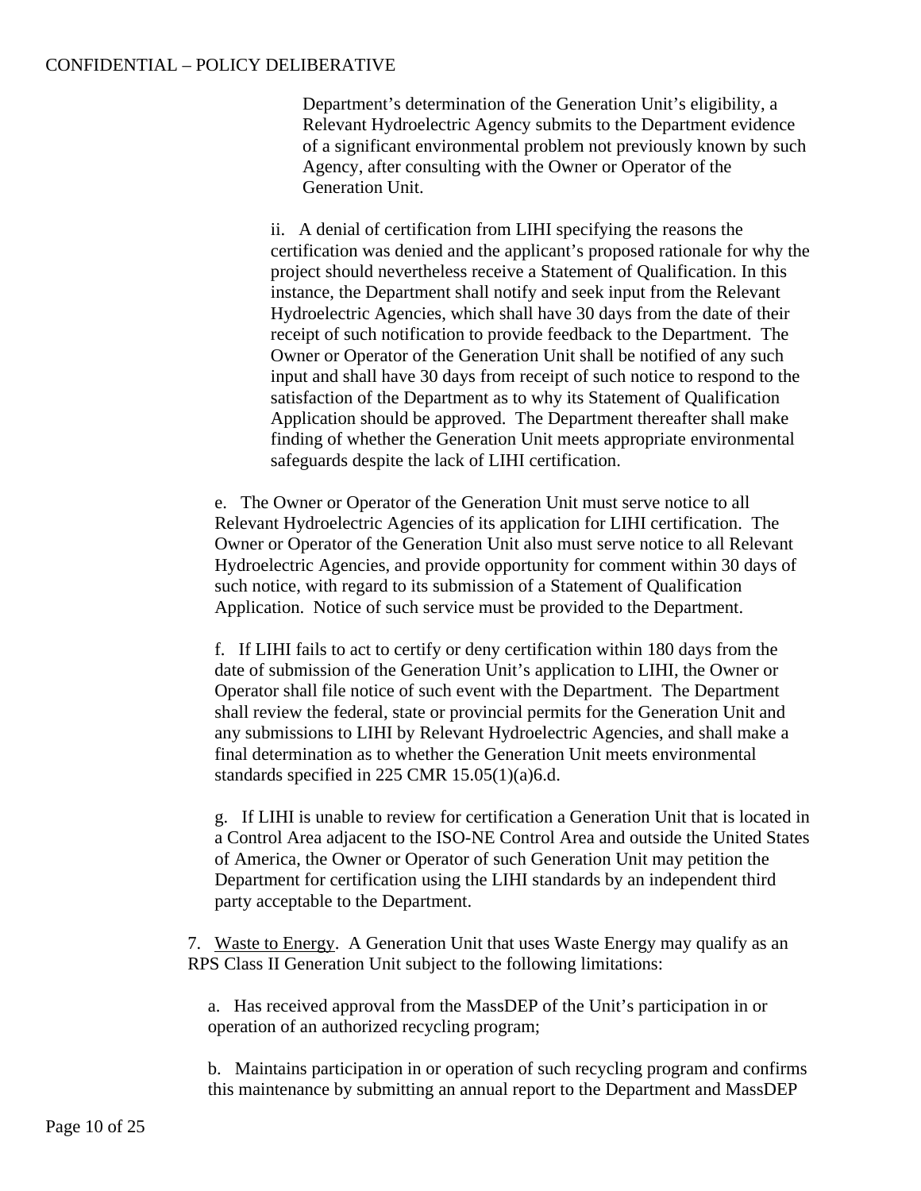Department's determination of the Generation Unit's eligibility, a Relevant Hydroelectric Agency submits to the Department evidence of a significant environmental problem not previously known by such Agency, after consulting with the Owner or Operator of the Generation Unit.

ii. A denial of certification from LIHI specifying the reasons the certification was denied and the applicant's proposed rationale for why the project should nevertheless receive a Statement of Qualification. In this instance, the Department shall notify and seek input from the Relevant Hydroelectric Agencies, which shall have 30 days from the date of their receipt of such notification to provide feedback to the Department. The Owner or Operator of the Generation Unit shall be notified of any such input and shall have 30 days from receipt of such notice to respond to the satisfaction of the Department as to why its Statement of Qualification Application should be approved. The Department thereafter shall make finding of whether the Generation Unit meets appropriate environmental safeguards despite the lack of LIHI certification.

e. The Owner or Operator of the Generation Unit must serve notice to all Relevant Hydroelectric Agencies of its application for LIHI certification. The Owner or Operator of the Generation Unit also must serve notice to all Relevant Hydroelectric Agencies, and provide opportunity for comment within 30 days of such notice, with regard to its submission of a Statement of Qualification Application. Notice of such service must be provided to the Department.

f. If LIHI fails to act to certify or deny certification within 180 days from the date of submission of the Generation Unit's application to LIHI, the Owner or Operator shall file notice of such event with the Department. The Department shall review the federal, state or provincial permits for the Generation Unit and any submissions to LIHI by Relevant Hydroelectric Agencies, and shall make a final determination as to whether the Generation Unit meets environmental standards specified in 225 CMR 15.05(1)(a)6.d.

g. If LIHI is unable to review for certification a Generation Unit that is located in a Control Area adjacent to the ISO-NE Control Area and outside the United States of America, the Owner or Operator of such Generation Unit may petition the Department for certification using the LIHI standards by an independent third party acceptable to the Department.

7. Waste to Energy. A Generation Unit that uses Waste Energy may qualify as an RPS Class II Generation Unit subject to the following limitations:

a. Has received approval from the MassDEP of the Unit's participation in or operation of an authorized recycling program;

b. Maintains participation in or operation of such recycling program and confirms this maintenance by submitting an annual report to the Department and MassDEP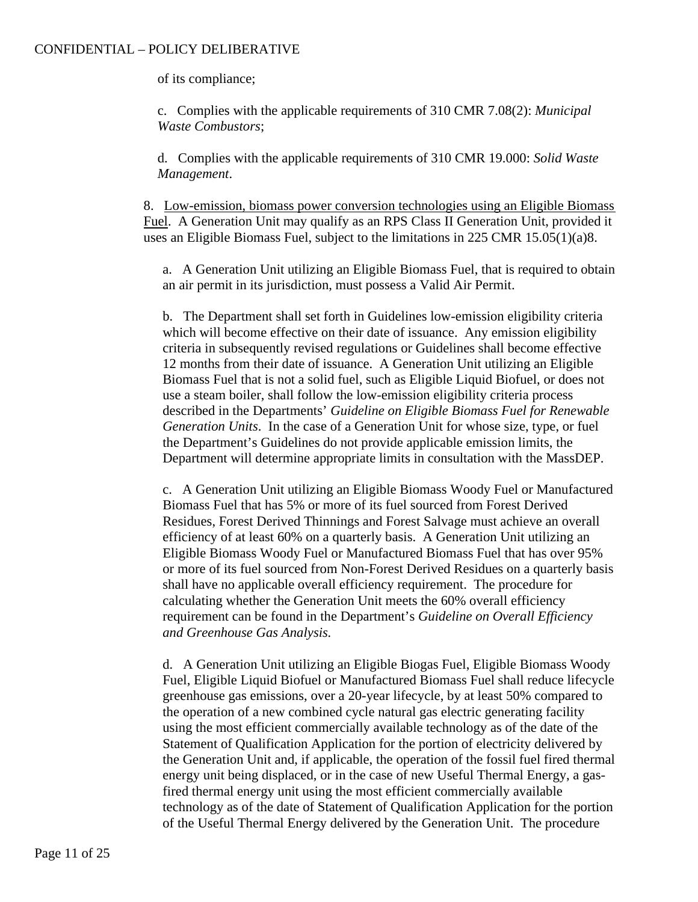of its compliance;

c. Complies with the applicable requirements of 310 CMR 7.08(2): *Municipal Waste Combustors*;

d. Complies with the applicable requirements of 310 CMR 19.000: *Solid Waste Management*.

8. Low-emission, biomass power conversion technologies using an Eligible Biomass Fuel. A Generation Unit may qualify as an RPS Class II Generation Unit, provided it uses an Eligible Biomass Fuel, subject to the limitations in 225 CMR 15.05(1)(a)8.

a. A Generation Unit utilizing an Eligible Biomass Fuel, that is required to obtain an air permit in its jurisdiction, must possess a Valid Air Permit.

b. The Department shall set forth in Guidelines low-emission eligibility criteria which will become effective on their date of issuance. Any emission eligibility criteria in subsequently revised regulations or Guidelines shall become effective 12 months from their date of issuance. A Generation Unit utilizing an Eligible Biomass Fuel that is not a solid fuel, such as Eligible Liquid Biofuel, or does not use a steam boiler, shall follow the low-emission eligibility criteria process described in the Departments' *Guideline on Eligible Biomass Fuel for Renewable Generation Units*. In the case of a Generation Unit for whose size, type, or fuel the Department's Guidelines do not provide applicable emission limits, the Department will determine appropriate limits in consultation with the MassDEP.

c. A Generation Unit utilizing an Eligible Biomass Woody Fuel or Manufactured Biomass Fuel that has 5% or more of its fuel sourced from Forest Derived Residues, Forest Derived Thinnings and Forest Salvage must achieve an overall efficiency of at least 60% on a quarterly basis. A Generation Unit utilizing an Eligible Biomass Woody Fuel or Manufactured Biomass Fuel that has over 95% or more of its fuel sourced from Non-Forest Derived Residues on a quarterly basis shall have no applicable overall efficiency requirement. The procedure for calculating whether the Generation Unit meets the 60% overall efficiency requirement can be found in the Department's *Guideline on Overall Efficiency and Greenhouse Gas Analysis.*

d. A Generation Unit utilizing an Eligible Biogas Fuel, Eligible Biomass Woody Fuel, Eligible Liquid Biofuel or Manufactured Biomass Fuel shall reduce lifecycle greenhouse gas emissions, over a 20-year lifecycle, by at least 50% compared to the operation of a new combined cycle natural gas electric generating facility using the most efficient commercially available technology as of the date of the Statement of Qualification Application for the portion of electricity delivered by the Generation Unit and, if applicable, the operation of the fossil fuel fired thermal energy unit being displaced, or in the case of new Useful Thermal Energy, a gas-fired thermal energy unit using the most efficient commercially available technology as of the date of Statement of Qualification Application for the portion of the Useful Thermal Energy delivered by the Generation Unit. The procedure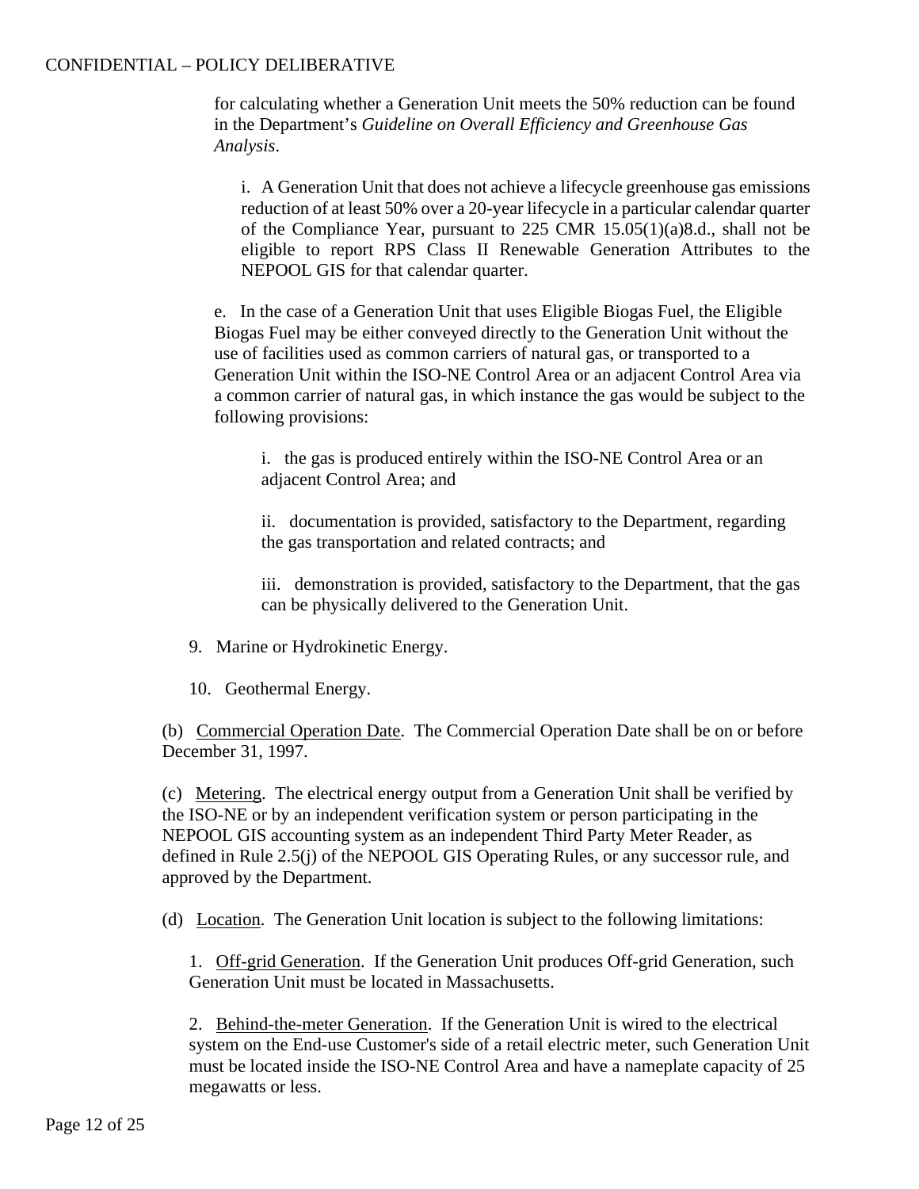for calculating whether a Generation Unit meets the 50% reduction can be found in the Department's *Guideline on Overall Efficiency and Greenhouse Gas Analysis*.

i. A Generation Unit that does not achieve a lifecycle greenhouse gas emissions reduction of at least 50% over a 20-year lifecycle in a particular calendar quarter of the Compliance Year, pursuant to 225 CMR 15.05(1)(a)8.d., shall not be eligible to report RPS Class II Renewable Generation Attributes to the NEPOOL GIS for that calendar quarter.

e. In the case of a Generation Unit that uses Eligible Biogas Fuel, the Eligible Biogas Fuel may be either conveyed directly to the Generation Unit without the use of facilities used as common carriers of natural gas, or transported to a Generation Unit within the ISO-NE Control Area or an adjacent Control Area via a common carrier of natural gas, in which instance the gas would be subject to the following provisions:

i. the gas is produced entirely within the ISO-NE Control Area or an adjacent Control Area; and

ii. documentation is provided, satisfactory to the Department, regarding the gas transportation and related contracts; and

iii. demonstration is provided, satisfactory to the Department, that the gas can be physically delivered to the Generation Unit.

9. Marine or Hydrokinetic Energy.

10. Geothermal Energy.

(b) Commercial Operation Date. The Commercial Operation Date shall be on or before December 31, 1997.

(c) Metering. The electrical energy output from a Generation Unit shall be verified by the ISO-NE or by an independent verification system or person participating in the NEPOOL GIS accounting system as an independent Third Party Meter Reader, as defined in Rule 2.5(j) of the NEPOOL GIS Operating Rules, or any successor rule, and approved by the Department.

(d) Location. The Generation Unit location is subject to the following limitations:

1. Off-grid Generation. If the Generation Unit produces Off-grid Generation, such Generation Unit must be located in Massachusetts.

2. Behind-the-meter Generation. If the Generation Unit is wired to the electrical system on the End-use Customer's side of a retail electric meter, such Generation Unit must be located inside the ISO-NE Control Area and have a nameplate capacity of 25 megawatts or less.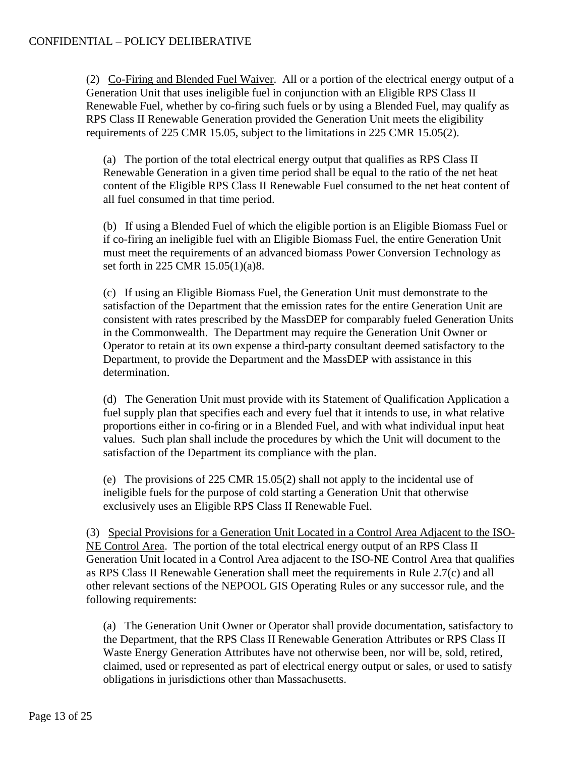(2) <u>Co-Firing and Blended Fuel Waiver</u>. All or a portion of the electrical energy output of a Generation Unit that uses ineligible fuel in conjunction with an Eligible RPS Class II Renewable Fuel, whether by co-firing such fuels or by using a Blended Fuel, may qualify as RPS Class II Renewable Generation provided the Generation Unit meets the eligibility requirements of 225 CMR 15.05, subject to the limitations in 225 CMR 15.05(2).

(a) The portion of the total electrical energy output that qualifies as RPS Class II Renewable Generation in a given time period shall be equal to the ratio of the net heat content of the Eligible RPS Class II Renewable Fuel consumed to the net heat content of all fuel consumed in that time period.

(b) If using a Blended Fuel of which the eligible portion is an Eligible Biomass Fuel or if co-firing an ineligible fuel with an Eligible Biomass Fuel, the entire Generation Unit must meet the requirements of an advanced biomass Power Conversion Technology as set forth in 225 CMR 15.05(1)(a)8.

(c) If using an Eligible Biomass Fuel, the Generation Unit must demonstrate to the satisfaction of the Department that the emission rates for the entire Generation Unit are consistent with rates prescribed by the MassDEP for comparably fueled Generation Units in the Commonwealth. The Department may require the Generation Unit Owner or Operator to retain at its own expense a third-party consultant deemed satisfactory to the Department, to provide the Department and the MassDEP with assistance in this determination.

(d) The Generation Unit must provide with its Statement of Qualification Application a fuel supply plan that specifies each and every fuel that it intends to use, in what relative proportions either in co-firing or in a Blended Fuel, and with what individual input heat values. Such plan shall include the procedures by which the Unit will document to the satisfaction of the Department its compliance with the plan.

(e) The provisions of 225 CMR 15.05(2) shall not apply to the incidental use of ineligible fuels for the purpose of cold starting a Generation Unit that otherwise exclusively uses an Eligible RPS Class II Renewable Fuel.

(3) <u>Special Provisions for a Generation Unit Located in a Control Area Adjacent to the ISO-NE Control Area</u>. The portion of the total electrical energy output of an RPS Class II Generation Unit located in a Control Area adjacent to the ISO-NE Control Area that qualifies as RPS Class II Renewable Generation shall meet the requirements in Rule 2.7(c) and all other relevant sections of the NEPOOL GIS Operating Rules or any successor rule, and the following requirements:

(a) The Generation Unit Owner or Operator shall provide documentation, satisfactory to the Department, that the RPS Class II Renewable Generation Attributes or RPS Class II Waste Energy Generation Attributes have not otherwise been, nor will be, sold, retired, claimed, used or represented as part of electrical energy output or sales, or used to satisfy obligations in jurisdictions other than Massachusetts.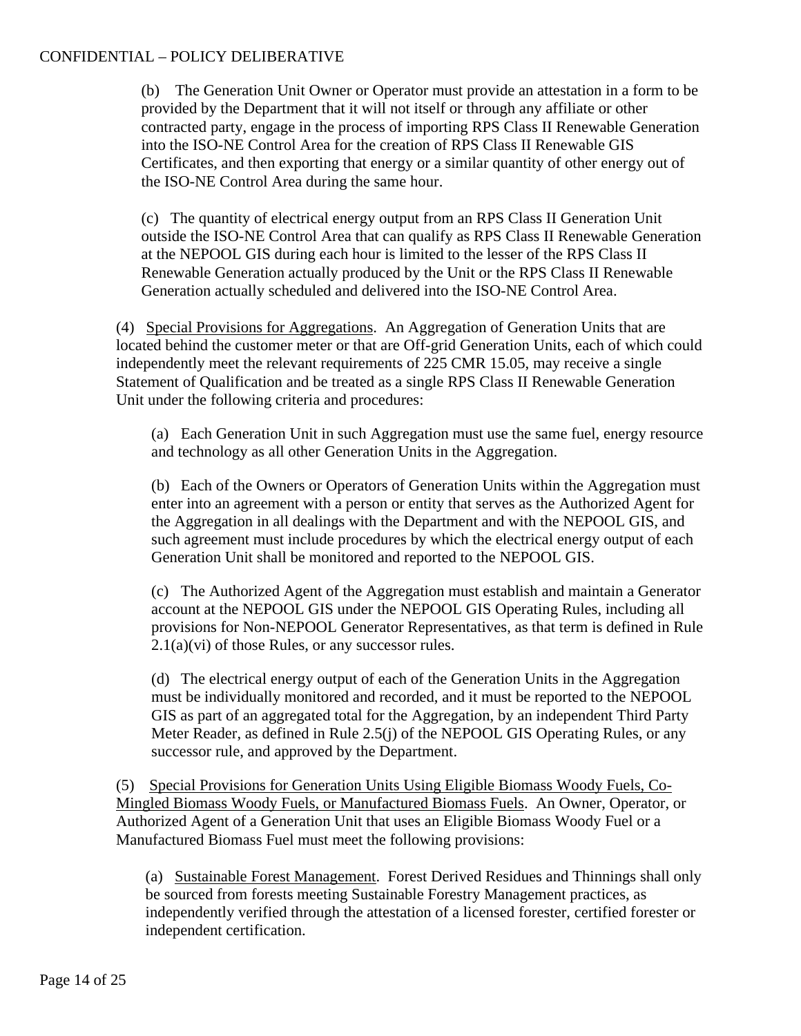(b) The Generation Unit Owner or Operator must provide an attestation in a form to be provided by the Department that it will not itself or through any affiliate or other contracted party, engage in the process of importing RPS Class II Renewable Generation into the ISO-NE Control Area for the creation of RPS Class II Renewable GIS Certificates, and then exporting that energy or a similar quantity of other energy out of the ISO-NE Control Area during the same hour.

(c) The quantity of electrical energy output from an RPS Class II Generation Unit outside the ISO-NE Control Area that can qualify as RPS Class II Renewable Generation at the NEPOOL GIS during each hour is limited to the lesser of the RPS Class II Renewable Generation actually produced by the Unit or the RPS Class II Renewable Generation actually scheduled and delivered into the ISO-NE Control Area.

(4) <u>Special Provisions for Aggregations</u>. An Aggregation of Generation Units that are located behind the customer meter or that are Off-grid Generation Units, each of which could independently meet the relevant requirements of 225 CMR 15.05, may receive a single Statement of Qualification and be treated as a single RPS Class II Renewable Generation Unit under the following criteria and procedures:

(a) Each Generation Unit in such Aggregation must use the same fuel, energy resource and technology as all other Generation Units in the Aggregation.

(b) Each of the Owners or Operators of Generation Units within the Aggregation must enter into an agreement with a person or entity that serves as the Authorized Agent for the Aggregation in all dealings with the Department and with the NEPOOL GIS, and such agreement must include procedures by which the electrical energy output of each Generation Unit shall be monitored and reported to the NEPOOL GIS.

(c) The Authorized Agent of the Aggregation must establish and maintain a Generator account at the NEPOOL GIS under the NEPOOL GIS Operating Rules, including all provisions for Non-NEPOOL Generator Representatives, as that term is defined in Rule 2.1(a)(vi) of those Rules, or any successor rules.

(d) The electrical energy output of each of the Generation Units in the Aggregation must be individually monitored and recorded, and it must be reported to the NEPOOL GIS as part of an aggregated total for the Aggregation, by an independent Third Party Meter Reader, as defined in Rule 2.5(j) of the NEPOOL GIS Operating Rules, or any successor rule, and approved by the Department.

(5) <u>Special Provisions for Generation Units Using Eligible Biomass Woody Fuels, Co-Mingled Biomass Woody Fuels, or Manufactured Biomass Fuels</u>. An Owner, Operator, or Authorized Agent of a Generation Unit that uses an Eligible Biomass Woody Fuel or a Manufactured Biomass Fuel must meet the following provisions:

(a) <u>Sustainable Forest Management</u>. Forest Derived Residues and Thinnings shall only be sourced from forests meeting Sustainable Forestry Management practices, as independently verified through the attestation of a licensed forester, certified forester or independent certification.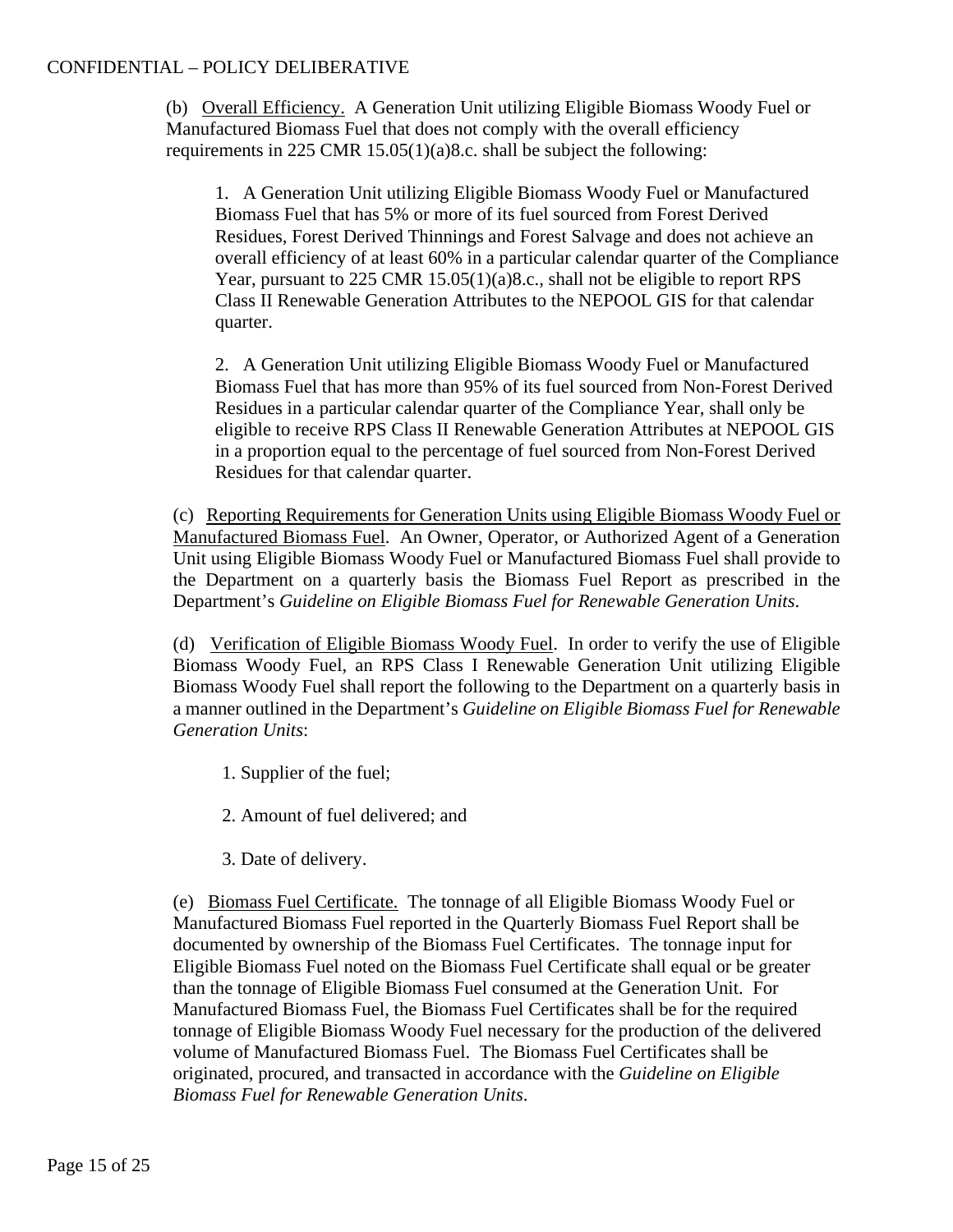(b) Overall Efficiency. A Generation Unit utilizing Eligible Biomass Woody Fuel or Manufactured Biomass Fuel that does not comply with the overall efficiency requirements in 225 CMR 15.05(1)(a)8.c. shall be subject the following:

1. A Generation Unit utilizing Eligible Biomass Woody Fuel or Manufactured Biomass Fuel that has 5% or more of its fuel sourced from Forest Derived Residues, Forest Derived Thinnings and Forest Salvage and does not achieve an overall efficiency of at least 60% in a particular calendar quarter of the Compliance Year, pursuant to 225 CMR 15.05(1)(a)8.c., shall not be eligible to report RPS Class II Renewable Generation Attributes to the NEPOOL GIS for that calendar quarter.

2. A Generation Unit utilizing Eligible Biomass Woody Fuel or Manufactured Biomass Fuel that has more than 95% of its fuel sourced from Non-Forest Derived Residues in a particular calendar quarter of the Compliance Year, shall only be eligible to receive RPS Class II Renewable Generation Attributes at NEPOOL GIS in a proportion equal to the percentage of fuel sourced from Non-Forest Derived Residues for that calendar quarter.

(c) Reporting Requirements for Generation Units using Eligible Biomass Woody Fuel or Manufactured Biomass Fuel. An Owner, Operator, or Authorized Agent of a Generation Unit using Eligible Biomass Woody Fuel or Manufactured Biomass Fuel shall provide to the Department on a quarterly basis the Biomass Fuel Report as prescribed in the Department's *Guideline on Eligible Biomass Fuel for Renewable Generation Units*.

(d) Verification of Eligible Biomass Woody Fuel. In order to verify the use of Eligible Biomass Woody Fuel, an RPS Class I Renewable Generation Unit utilizing Eligible Biomass Woody Fuel shall report the following to the Department on a quarterly basis in a manner outlined in the Department's *Guideline on Eligible Biomass Fuel for Renewable Generation Units*:

1. Supplier of the fuel;

2. Amount of fuel delivered; and

3. Date of delivery.

(e) Biomass Fuel Certificate. The tonnage of all Eligible Biomass Woody Fuel or Manufactured Biomass Fuel reported in the Quarterly Biomass Fuel Report shall be documented by ownership of the Biomass Fuel Certificates. The tonnage input for Eligible Biomass Fuel noted on the Biomass Fuel Certificate shall equal or be greater than the tonnage of Eligible Biomass Fuel consumed at the Generation Unit. For Manufactured Biomass Fuel, the Biomass Fuel Certificates shall be for the required tonnage of Eligible Biomass Woody Fuel necessary for the production of the delivered volume of Manufactured Biomass Fuel. The Biomass Fuel Certificates shall be originated, procured, and transacted in accordance with the *Guideline on Eligible Biomass Fuel for Renewable Generation Units*.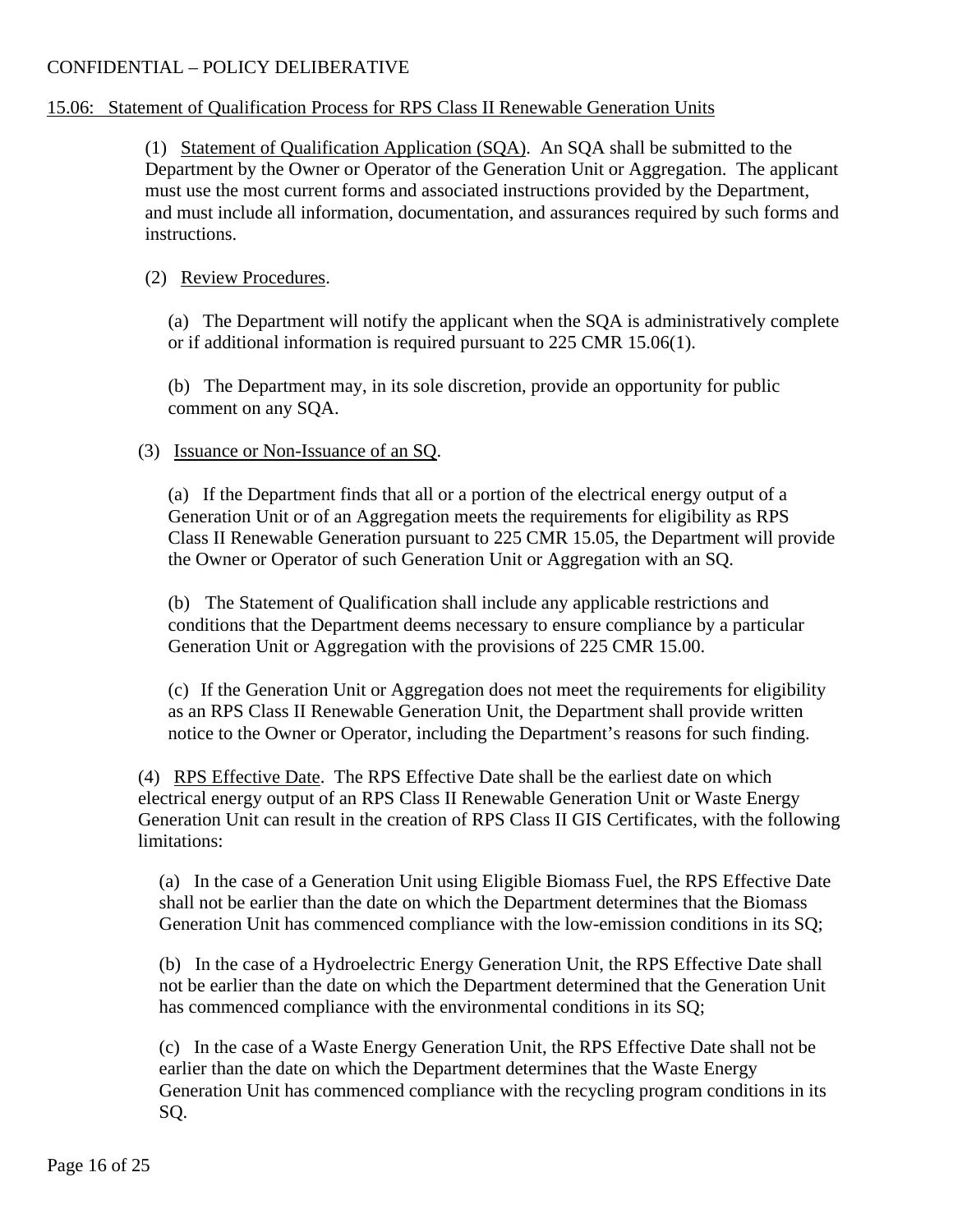CONFIDENTIAL – POLICY DELIBERATIVE

15.06: Statement of Qualification Process for RPS Class II Renewable Generation Units

(1) Statement of Qualification Application (SQA). An SQA shall be submitted to the Department by the Owner or Operator of the Generation Unit or Aggregation. The applicant must use the most current forms and associated instructions provided by the Department, and must include all information, documentation, and assurances required by such forms and instructions.

(2) Review Procedures.

(a) The Department will notify the applicant when the SQA is administratively complete or if additional information is required pursuant to 225 CMR 15.06(1).

(b) The Department may, in its sole discretion, provide an opportunity for public comment on any SQA.

(3) Issuance or Non-Issuance of an SQ.

(a) If the Department finds that all or a portion of the electrical energy output of a Generation Unit or of an Aggregation meets the requirements for eligibility as RPS Class II Renewable Generation pursuant to 225 CMR 15.05, the Department will provide the Owner or Operator of such Generation Unit or Aggregation with an SQ.

(b) The Statement of Qualification shall include any applicable restrictions and conditions that the Department deems necessary to ensure compliance by a particular Generation Unit or Aggregation with the provisions of 225 CMR 15.00.

(c) If the Generation Unit or Aggregation does not meet the requirements for eligibility as an RPS Class II Renewable Generation Unit, the Department shall provide written notice to the Owner or Operator, including the Department's reasons for such finding.

(4) RPS Effective Date. The RPS Effective Date shall be the earliest date on which electrical energy output of an RPS Class II Renewable Generation Unit or Waste Energy Generation Unit can result in the creation of RPS Class II GIS Certificates, with the following limitations:

(a) In the case of a Generation Unit using Eligible Biomass Fuel, the RPS Effective Date shall not be earlier than the date on which the Department determines that the Biomass Generation Unit has commenced compliance with the low-emission conditions in its SQ;

(b) In the case of a Hydroelectric Energy Generation Unit, the RPS Effective Date shall not be earlier than the date on which the Department determined that the Generation Unit has commenced compliance with the environmental conditions in its SQ;

(c) In the case of a Waste Energy Generation Unit, the RPS Effective Date shall not be earlier than the date on which the Department determines that the Waste Energy Generation Unit has commenced compliance with the recycling program conditions in its SQ.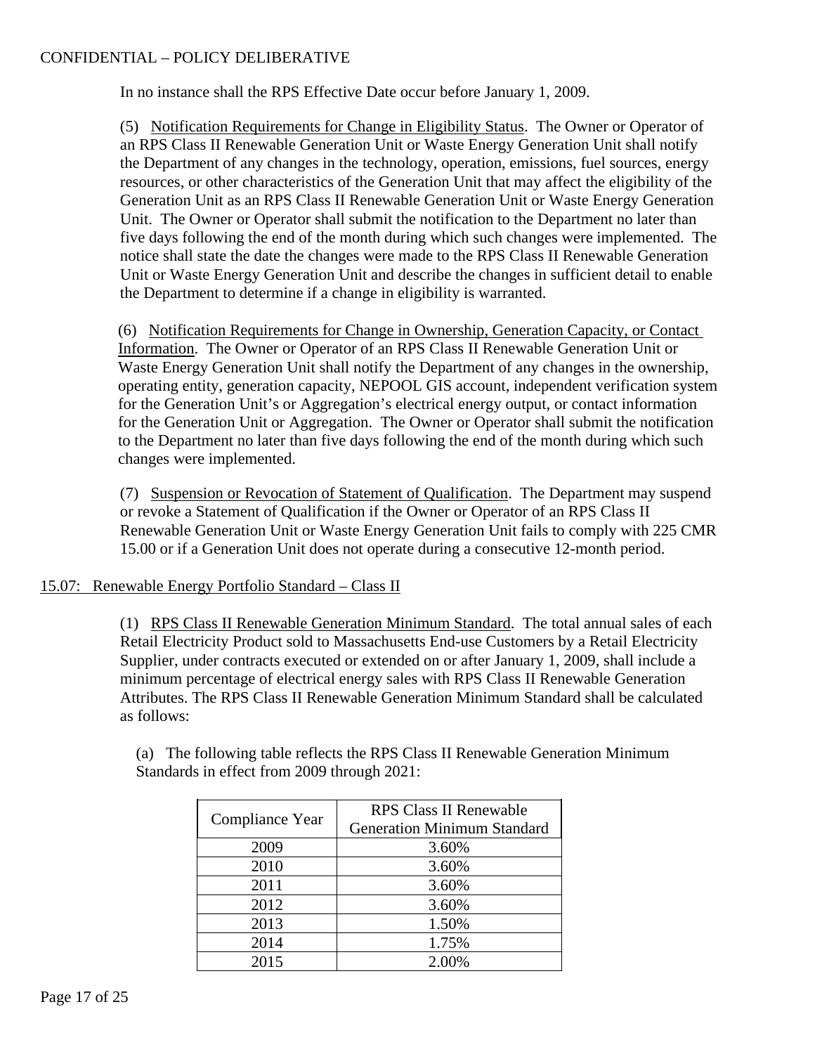In no instance shall the RPS Effective Date occur before January 1, 2009.

(5) Notification Requirements for Change in Eligibility Status. The Owner or Operator of an RPS Class II Renewable Generation Unit or Waste Energy Generation Unit shall notify the Department of any changes in the technology, operation, emissions, fuel sources, energy resources, or other characteristics of the Generation Unit that may affect the eligibility of the Generation Unit as an RPS Class II Renewable Generation Unit or Waste Energy Generation Unit. The Owner or Operator shall submit the notification to the Department no later than five days following the end of the month during which such changes were implemented. The notice shall state the date the changes were made to the RPS Class II Renewable Generation Unit or Waste Energy Generation Unit and describe the changes in sufficient detail to enable the Department to determine if a change in eligibility is warranted.

(6) Notification Requirements for Change in Ownership, Generation Capacity, or Contact Information. The Owner or Operator of an RPS Class II Renewable Generation Unit or Waste Energy Generation Unit shall notify the Department of any changes in the ownership, operating entity, generation capacity, NEPOOL GIS account, independent verification system for the Generation Unit's or Aggregation's electrical energy output, or contact information for the Generation Unit or Aggregation. The Owner or Operator shall submit the notification to the Department no later than five days following the end of the month during which such changes were implemented.

(7) Suspension or Revocation of Statement of Qualification. The Department may suspend or revoke a Statement of Qualification if the Owner or Operator of an RPS Class II Renewable Generation Unit or Waste Energy Generation Unit fails to comply with 225 CMR 15.00 or if a Generation Unit does not operate during a consecutive 12-month period.

## 15.07: Renewable Energy Portfolio Standard – Class II

(1) RPS Class II Renewable Generation Minimum Standard. The total annual sales of each Retail Electricity Product sold to Massachusetts End-use Customers by a Retail Electricity Supplier, under contracts executed or extended on or after January 1, 2009, shall include a minimum percentage of electrical energy sales with RPS Class II Renewable Generation Attributes. The RPS Class II Renewable Generation Minimum Standard shall be calculated as follows:

(a) The following table reflects the RPS Class II Renewable Generation Minimum Standards in effect from 2009 through 2021:

| Compliance Year | RPS Class II Renewable Generation Minimum Standard |
|---|---|
| 2009 | 3.60% |
| 2010 | 3.60% |
| 2011 | 3.60% |
| 2012 | 3.60% |
| 2013 | 1.50% |
| 2014 | 1.75% |
| 2015 | 2.00% |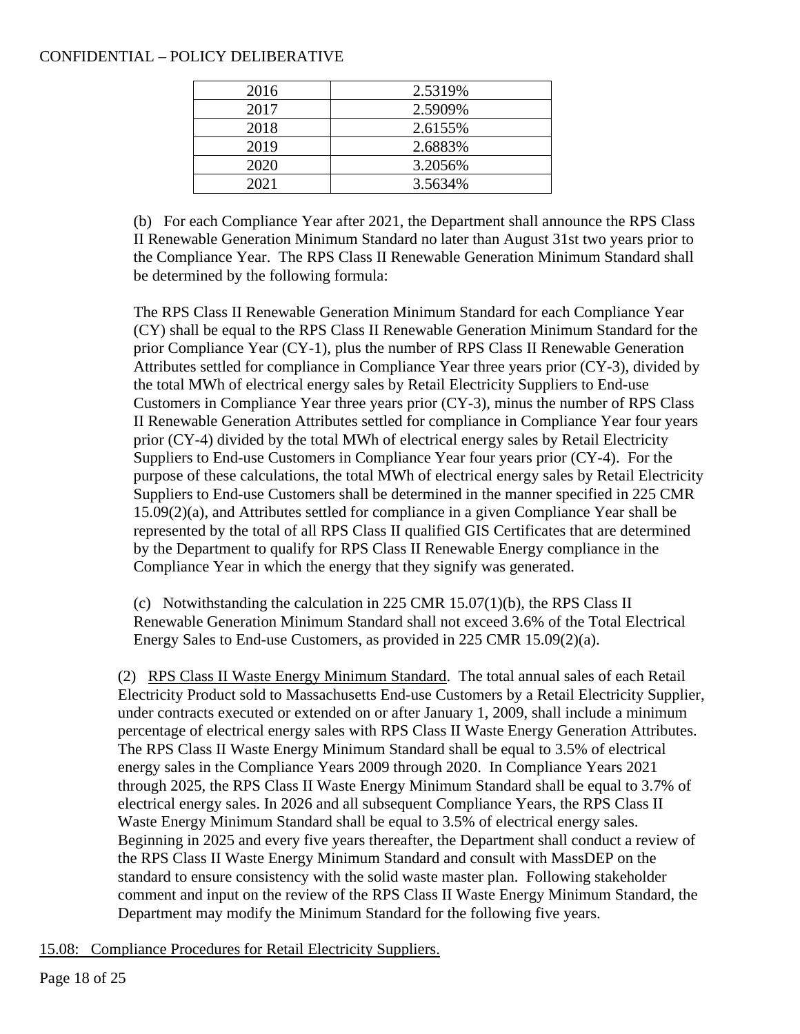CONFIDENTIAL – POLICY DELIBERATIVE

| 2016 | 2.5319% |
|---|---|
| 2017 | 2.5909% |
| 2018 | 2.6155% |
| 2019 | 2.6883% |
| 2020 | 3.2056% |
| 2021 | 3.5634% |

(b) For each Compliance Year after 2021, the Department shall announce the RPS Class II Renewable Generation Minimum Standard no later than August 31st two years prior to the Compliance Year. The RPS Class II Renewable Generation Minimum Standard shall be determined by the following formula:

The RPS Class II Renewable Generation Minimum Standard for each Compliance Year (CY) shall be equal to the RPS Class II Renewable Generation Minimum Standard for the prior Compliance Year (CY-1), plus the number of RPS Class II Renewable Generation Attributes settled for compliance in Compliance Year three years prior (CY-3), divided by the total MWh of electrical energy sales by Retail Electricity Suppliers to End-use Customers in Compliance Year three years prior (CY-3), minus the number of RPS Class II Renewable Generation Attributes settled for compliance in Compliance Year four years prior (CY-4) divided by the total MWh of electrical energy sales by Retail Electricity Suppliers to End-use Customers in Compliance Year four years prior (CY-4). For the purpose of these calculations, the total MWh of electrical energy sales by Retail Electricity Suppliers to End-use Customers shall be determined in the manner specified in 225 CMR 15.09(2)(a), and Attributes settled for compliance in a given Compliance Year shall be represented by the total of all RPS Class II qualified GIS Certificates that are determined by the Department to qualify for RPS Class II Renewable Energy compliance in the Compliance Year in which the energy that they signify was generated.

(c) Notwithstanding the calculation in 225 CMR 15.07(1)(b), the RPS Class II Renewable Generation Minimum Standard shall not exceed 3.6% of the Total Electrical Energy Sales to End-use Customers, as provided in 225 CMR 15.09(2)(a).

(2) RPS Class II Waste Energy Minimum Standard. The total annual sales of each Retail Electricity Product sold to Massachusetts End-use Customers by a Retail Electricity Supplier, under contracts executed or extended on or after January 1, 2009, shall include a minimum percentage of electrical energy sales with RPS Class II Waste Energy Generation Attributes. The RPS Class II Waste Energy Minimum Standard shall be equal to 3.5% of electrical energy sales in the Compliance Years 2009 through 2020. In Compliance Years 2021 through 2025, the RPS Class II Waste Energy Minimum Standard shall be equal to 3.7% of electrical energy sales. In 2026 and all subsequent Compliance Years, the RPS Class II Waste Energy Minimum Standard shall be equal to 3.5% of electrical energy sales. Beginning in 2025 and every five years thereafter, the Department shall conduct a review of the RPS Class II Waste Energy Minimum Standard and consult with MassDEP on the standard to ensure consistency with the solid waste master plan. Following stakeholder comment and input on the review of the RPS Class II Waste Energy Minimum Standard, the Department may modify the Minimum Standard for the following five years.

15.08: Compliance Procedures for Retail Electricity Suppliers.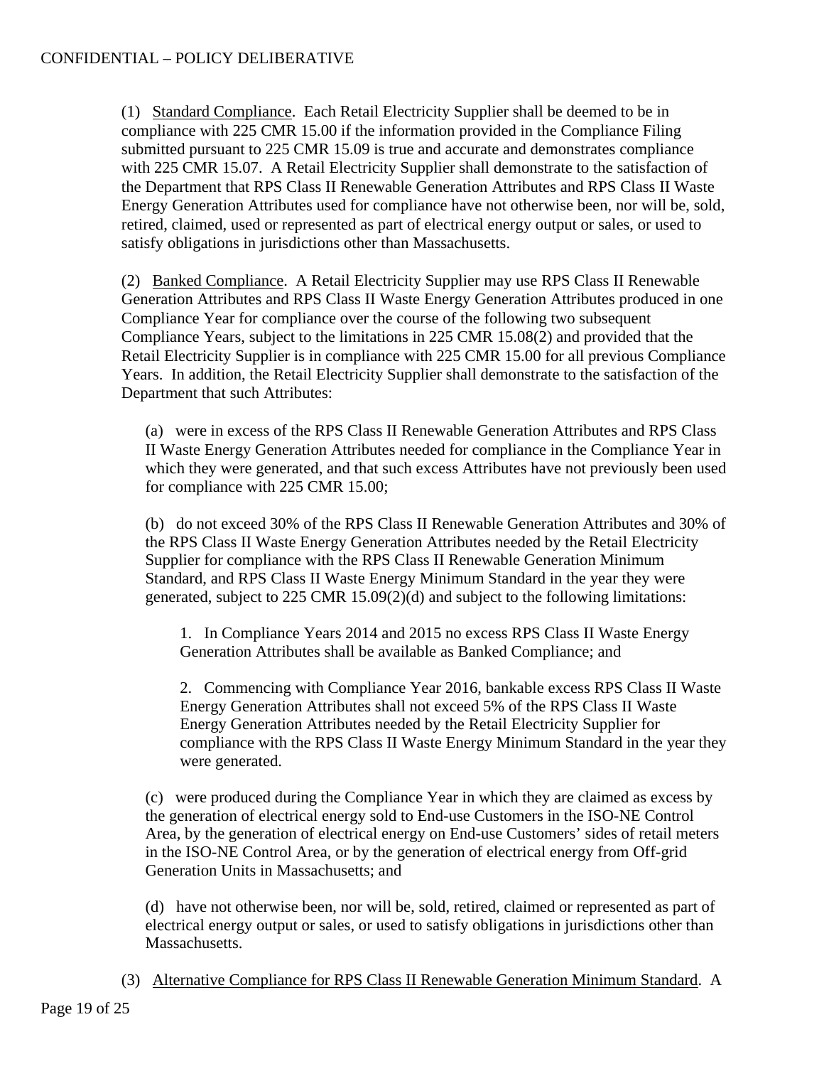(1) Standard Compliance. Each Retail Electricity Supplier shall be deemed to be in compliance with 225 CMR 15.00 if the information provided in the Compliance Filing submitted pursuant to 225 CMR 15.09 is true and accurate and demonstrates compliance with 225 CMR 15.07. A Retail Electricity Supplier shall demonstrate to the satisfaction of the Department that RPS Class II Renewable Generation Attributes and RPS Class II Waste Energy Generation Attributes used for compliance have not otherwise been, nor will be, sold, retired, claimed, used or represented as part of electrical energy output or sales, or used to satisfy obligations in jurisdictions other than Massachusetts.

(2) Banked Compliance. A Retail Electricity Supplier may use RPS Class II Renewable Generation Attributes and RPS Class II Waste Energy Generation Attributes produced in one Compliance Year for compliance over the course of the following two subsequent Compliance Years, subject to the limitations in 225 CMR 15.08(2) and provided that the Retail Electricity Supplier is in compliance with 225 CMR 15.00 for all previous Compliance Years. In addition, the Retail Electricity Supplier shall demonstrate to the satisfaction of the Department that such Attributes:

(a) were in excess of the RPS Class II Renewable Generation Attributes and RPS Class II Waste Energy Generation Attributes needed for compliance in the Compliance Year in which they were generated, and that such excess Attributes have not previously been used for compliance with 225 CMR 15.00;

(b) do not exceed 30% of the RPS Class II Renewable Generation Attributes and 30% of the RPS Class II Waste Energy Generation Attributes needed by the Retail Electricity Supplier for compliance with the RPS Class II Renewable Generation Minimum Standard, and RPS Class II Waste Energy Minimum Standard in the year they were generated, subject to 225 CMR 15.09(2)(d) and subject to the following limitations:

1. In Compliance Years 2014 and 2015 no excess RPS Class II Waste Energy Generation Attributes shall be available as Banked Compliance; and

2. Commencing with Compliance Year 2016, bankable excess RPS Class II Waste Energy Generation Attributes shall not exceed 5% of the RPS Class II Waste Energy Generation Attributes needed by the Retail Electricity Supplier for compliance with the RPS Class II Waste Energy Minimum Standard in the year they were generated.

(c) were produced during the Compliance Year in which they are claimed as excess by the generation of electrical energy sold to End-use Customers in the ISO-NE Control Area, by the generation of electrical energy on End-use Customers' sides of retail meters in the ISO-NE Control Area, or by the generation of electrical energy from Off-grid Generation Units in Massachusetts; and

(d) have not otherwise been, nor will be, sold, retired, claimed or represented as part of electrical energy output or sales, or used to satisfy obligations in jurisdictions other than Massachusetts.

(3) Alternative Compliance for RPS Class II Renewable Generation Minimum Standard. A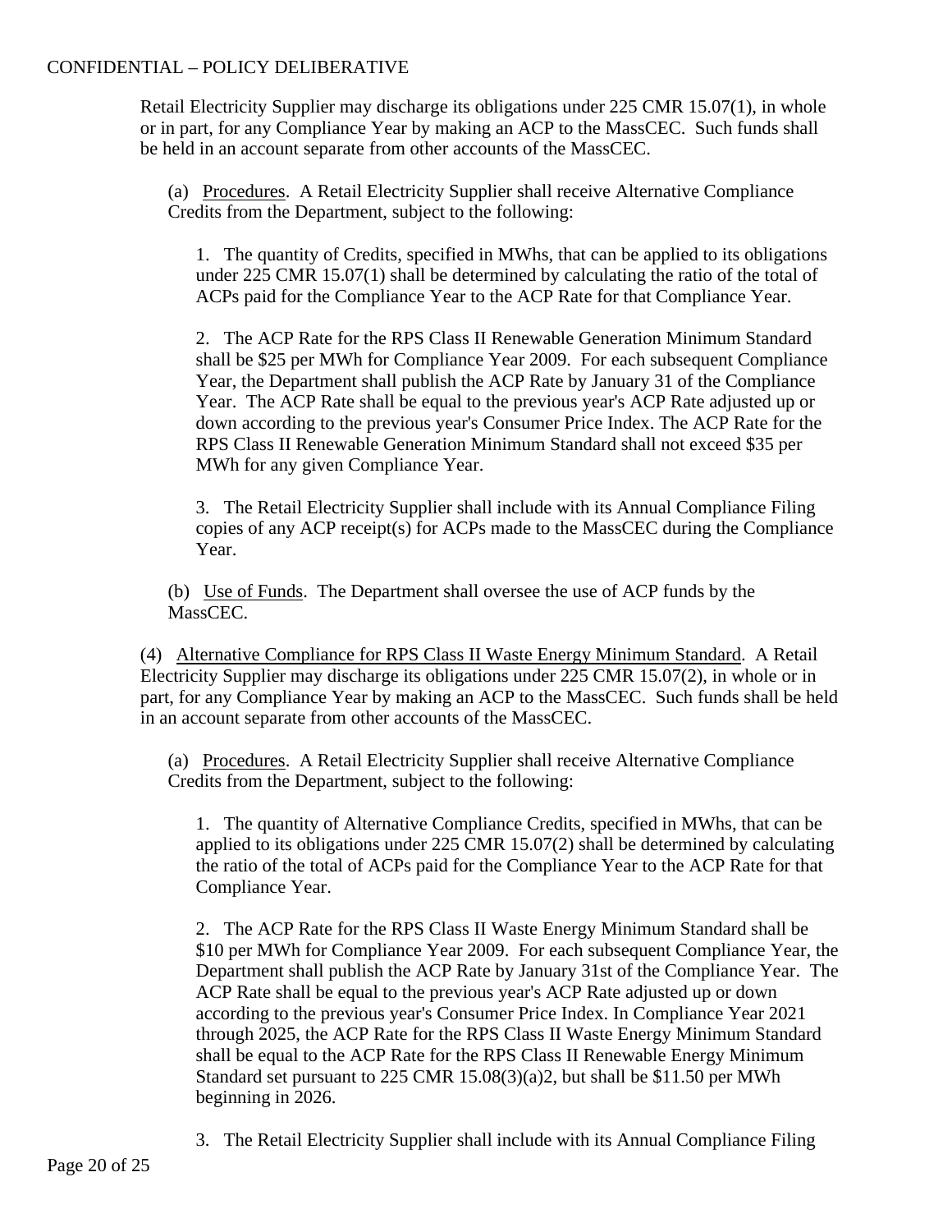Retail Electricity Supplier may discharge its obligations under 225 CMR 15.07(1), in whole or in part, for any Compliance Year by making an ACP to the MassCEC. Such funds shall be held in an account separate from other accounts of the MassCEC.

(a) Procedures. A Retail Electricity Supplier shall receive Alternative Compliance Credits from the Department, subject to the following:

1. The quantity of Credits, specified in MWhs, that can be applied to its obligations under 225 CMR 15.07(1) shall be determined by calculating the ratio of the total of ACPs paid for the Compliance Year to the ACP Rate for that Compliance Year.

2. The ACP Rate for the RPS Class II Renewable Generation Minimum Standard shall be $25 per MWh for Compliance Year 2009. For each subsequent Compliance Year, the Department shall publish the ACP Rate by January 31 of the Compliance Year. The ACP Rate shall be equal to the previous year's ACP Rate adjusted up or down according to the previous year's Consumer Price Index. The ACP Rate for the RPS Class II Renewable Generation Minimum Standard shall not exceed $35 per MWh for any given Compliance Year.

3. The Retail Electricity Supplier shall include with its Annual Compliance Filing copies of any ACP receipt(s) for ACPs made to the MassCEC during the Compliance Year.

(b) Use of Funds. The Department shall oversee the use of ACP funds by the MassCEC.

(4) Alternative Compliance for RPS Class II Waste Energy Minimum Standard. A Retail Electricity Supplier may discharge its obligations under 225 CMR 15.07(2), in whole or in part, for any Compliance Year by making an ACP to the MassCEC. Such funds shall be held in an account separate from other accounts of the MassCEC.

(a) Procedures. A Retail Electricity Supplier shall receive Alternative Compliance Credits from the Department, subject to the following:

1. The quantity of Alternative Compliance Credits, specified in MWhs, that can be applied to its obligations under 225 CMR 15.07(2) shall be determined by calculating the ratio of the total of ACPs paid for the Compliance Year to the ACP Rate for that Compliance Year.

2. The ACP Rate for the RPS Class II Waste Energy Minimum Standard shall be $10 per MWh for Compliance Year 2009. For each subsequent Compliance Year, the Department shall publish the ACP Rate by January 31st of the Compliance Year. The ACP Rate shall be equal to the previous year's ACP Rate adjusted up or down according to the previous year's Consumer Price Index. In Compliance Year 2021 through 2025, the ACP Rate for the RPS Class II Waste Energy Minimum Standard shall be equal to the ACP Rate for the RPS Class II Renewable Energy Minimum Standard set pursuant to 225 CMR 15.08(3)(a)2, but shall be $11.50 per MWh beginning in 2026.

3. The Retail Electricity Supplier shall include with its Annual Compliance Filing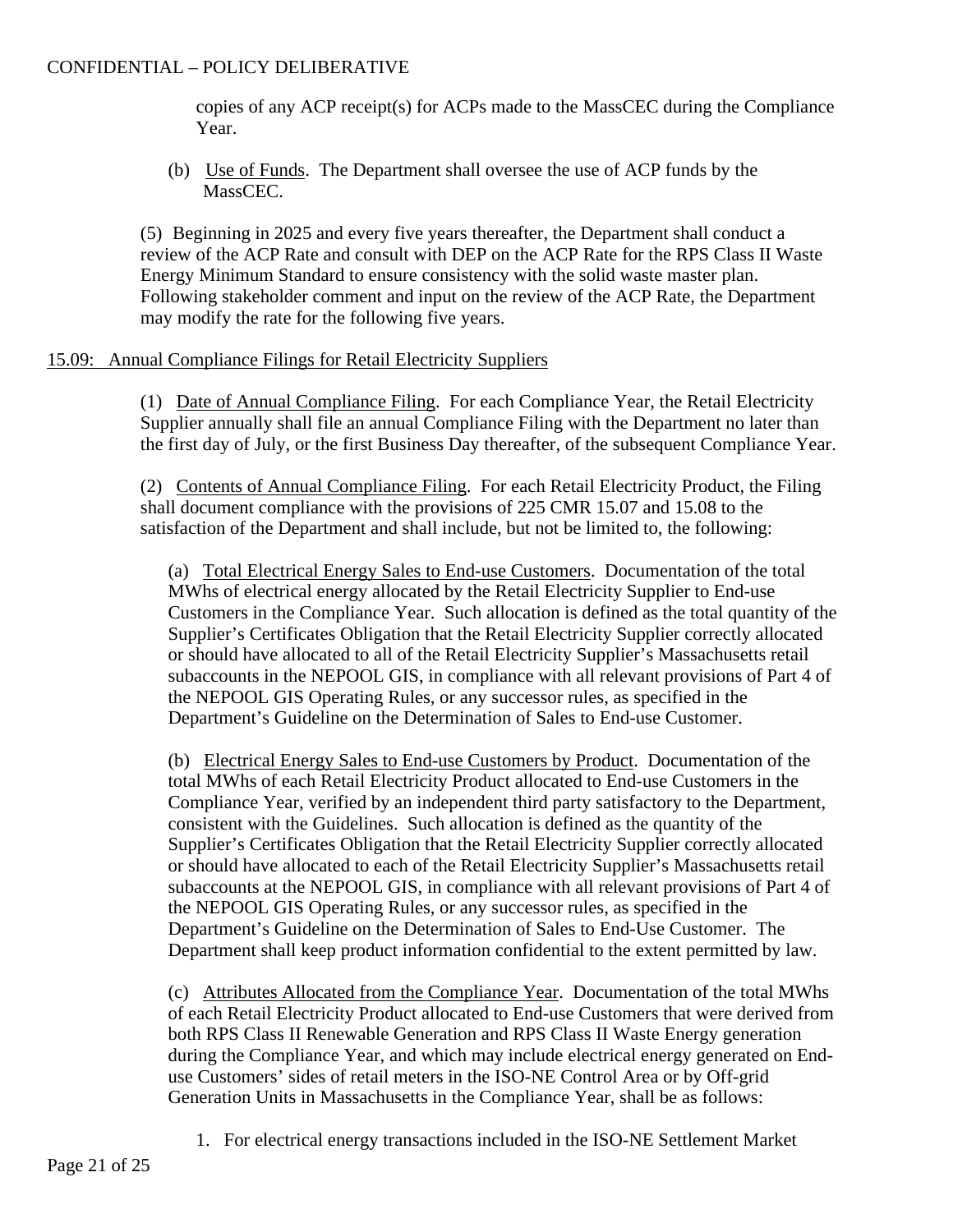copies of any ACP receipt(s) for ACPs made to the MassCEC during the Compliance Year.

(b) Use of Funds. The Department shall oversee the use of ACP funds by the MassCEC.

(5) Beginning in 2025 and every five years thereafter, the Department shall conduct a review of the ACP Rate and consult with DEP on the ACP Rate for the RPS Class II Waste Energy Minimum Standard to ensure consistency with the solid waste master plan. Following stakeholder comment and input on the review of the ACP Rate, the Department may modify the rate for the following five years.

15.09: Annual Compliance Filings for Retail Electricity Suppliers

(1) Date of Annual Compliance Filing. For each Compliance Year, the Retail Electricity Supplier annually shall file an annual Compliance Filing with the Department no later than the first day of July, or the first Business Day thereafter, of the subsequent Compliance Year.

(2) Contents of Annual Compliance Filing. For each Retail Electricity Product, the Filing shall document compliance with the provisions of 225 CMR 15.07 and 15.08 to the satisfaction of the Department and shall include, but not be limited to, the following:

(a) Total Electrical Energy Sales to End-use Customers. Documentation of the total MWhs of electrical energy allocated by the Retail Electricity Supplier to End-use Customers in the Compliance Year. Such allocation is defined as the total quantity of the Supplier's Certificates Obligation that the Retail Electricity Supplier correctly allocated or should have allocated to all of the Retail Electricity Supplier's Massachusetts retail subaccounts in the NEPOOL GIS, in compliance with all relevant provisions of Part 4 of the NEPOOL GIS Operating Rules, or any successor rules, as specified in the Department's Guideline on the Determination of Sales to End-use Customer.

(b) Electrical Energy Sales to End-use Customers by Product. Documentation of the total MWhs of each Retail Electricity Product allocated to End-use Customers in the Compliance Year, verified by an independent third party satisfactory to the Department, consistent with the Guidelines. Such allocation is defined as the quantity of the Supplier's Certificates Obligation that the Retail Electricity Supplier correctly allocated or should have allocated to each of the Retail Electricity Supplier's Massachusetts retail subaccounts at the NEPOOL GIS, in compliance with all relevant provisions of Part 4 of the NEPOOL GIS Operating Rules, or any successor rules, as specified in the Department's Guideline on the Determination of Sales to End-Use Customer. The Department shall keep product information confidential to the extent permitted by law.

(c) Attributes Allocated from the Compliance Year. Documentation of the total MWhs of each Retail Electricity Product allocated to End-use Customers that were derived from both RPS Class II Renewable Generation and RPS Class II Waste Energy generation during the Compliance Year, and which may include electrical energy generated on End-use Customers' sides of retail meters in the ISO-NE Control Area or by Off-grid Generation Units in Massachusetts in the Compliance Year, shall be as follows:

1. For electrical energy transactions included in the ISO-NE Settlement Market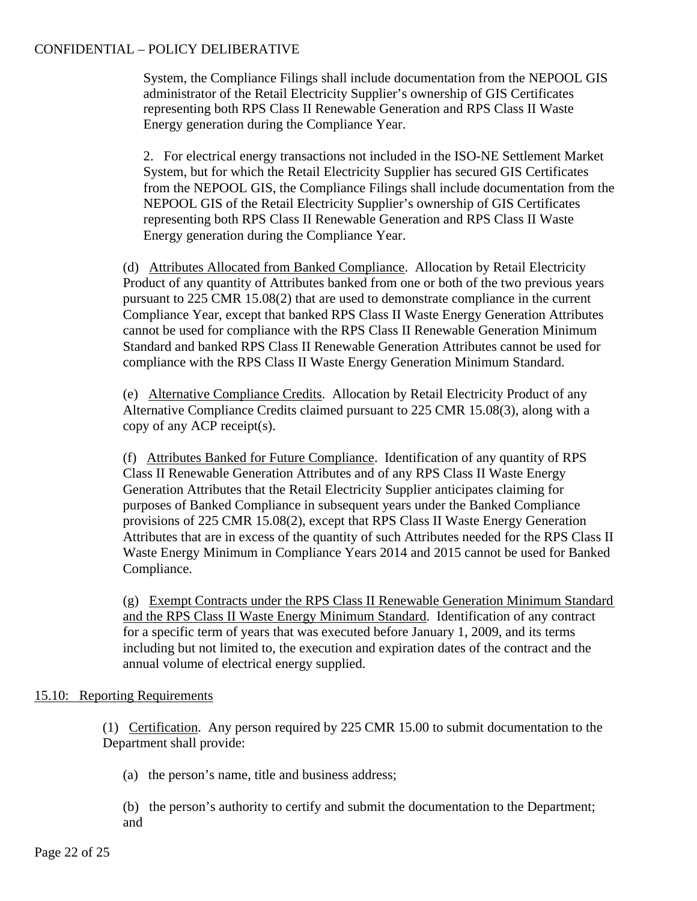System, the Compliance Filings shall include documentation from the NEPOOL GIS administrator of the Retail Electricity Supplier's ownership of GIS Certificates representing both RPS Class II Renewable Generation and RPS Class II Waste Energy generation during the Compliance Year.

2. For electrical energy transactions not included in the ISO-NE Settlement Market System, but for which the Retail Electricity Supplier has secured GIS Certificates from the NEPOOL GIS, the Compliance Filings shall include documentation from the NEPOOL GIS of the Retail Electricity Supplier's ownership of GIS Certificates representing both RPS Class II Renewable Generation and RPS Class II Waste Energy generation during the Compliance Year.

(d) Attributes Allocated from Banked Compliance. Allocation by Retail Electricity Product of any quantity of Attributes banked from one or both of the two previous years pursuant to 225 CMR 15.08(2) that are used to demonstrate compliance in the current Compliance Year, except that banked RPS Class II Waste Energy Generation Attributes cannot be used for compliance with the RPS Class II Renewable Generation Minimum Standard and banked RPS Class II Renewable Generation Attributes cannot be used for compliance with the RPS Class II Waste Energy Generation Minimum Standard.

(e) Alternative Compliance Credits. Allocation by Retail Electricity Product of any Alternative Compliance Credits claimed pursuant to 225 CMR 15.08(3), along with a copy of any ACP receipt(s).

(f) Attributes Banked for Future Compliance. Identification of any quantity of RPS Class II Renewable Generation Attributes and of any RPS Class II Waste Energy Generation Attributes that the Retail Electricity Supplier anticipates claiming for purposes of Banked Compliance in subsequent years under the Banked Compliance provisions of 225 CMR 15.08(2), except that RPS Class II Waste Energy Generation Attributes that are in excess of the quantity of such Attributes needed for the RPS Class II Waste Energy Minimum in Compliance Years 2014 and 2015 cannot be used for Banked Compliance.

(g) Exempt Contracts under the RPS Class II Renewable Generation Minimum Standard and the RPS Class II Waste Energy Minimum Standard. Identification of any contract for a specific term of years that was executed before January 1, 2009, and its terms including but not limited to, the execution and expiration dates of the contract and the annual volume of electrical energy supplied.

## 15.10: Reporting Requirements

(1) Certification. Any person required by 225 CMR 15.00 to submit documentation to the Department shall provide:

(a) the person's name, title and business address;

(b) the person's authority to certify and submit the documentation to the Department; and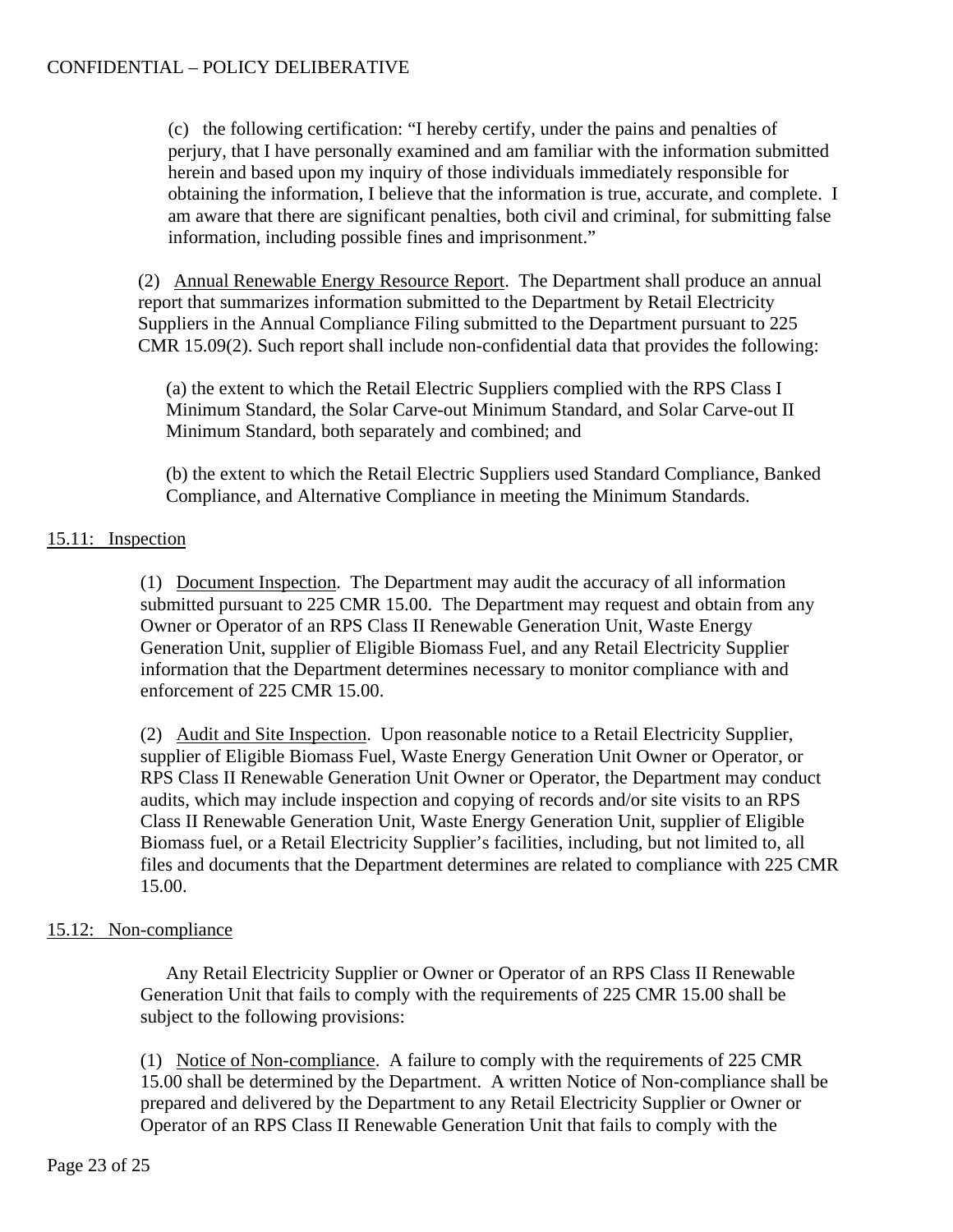(c) the following certification: "I hereby certify, under the pains and penalties of perjury, that I have personally examined and am familiar with the information submitted herein and based upon my inquiry of those individuals immediately responsible for obtaining the information, I believe that the information is true, accurate, and complete. I am aware that there are significant penalties, both civil and criminal, for submitting false information, including possible fines and imprisonment."

(2) Annual Renewable Energy Resource Report. The Department shall produce an annual report that summarizes information submitted to the Department by Retail Electricity Suppliers in the Annual Compliance Filing submitted to the Department pursuant to 225 CMR 15.09(2). Such report shall include non-confidential data that provides the following:

(a) the extent to which the Retail Electric Suppliers complied with the RPS Class I Minimum Standard, the Solar Carve-out Minimum Standard, and Solar Carve-out II Minimum Standard, both separately and combined; and

(b) the extent to which the Retail Electric Suppliers used Standard Compliance, Banked Compliance, and Alternative Compliance in meeting the Minimum Standards.

## 15.11: Inspection

(1) Document Inspection. The Department may audit the accuracy of all information submitted pursuant to 225 CMR 15.00. The Department may request and obtain from any Owner or Operator of an RPS Class II Renewable Generation Unit, Waste Energy Generation Unit, supplier of Eligible Biomass Fuel, and any Retail Electricity Supplier information that the Department determines necessary to monitor compliance with and enforcement of 225 CMR 15.00.

(2) Audit and Site Inspection. Upon reasonable notice to a Retail Electricity Supplier, supplier of Eligible Biomass Fuel, Waste Energy Generation Unit Owner or Operator, or RPS Class II Renewable Generation Unit Owner or Operator, the Department may conduct audits, which may include inspection and copying of records and/or site visits to an RPS Class II Renewable Generation Unit, Waste Energy Generation Unit, supplier of Eligible Biomass fuel, or a Retail Electricity Supplier's facilities, including, but not limited to, all files and documents that the Department determines are related to compliance with 225 CMR 15.00.

## 15.12: Non-compliance

Any Retail Electricity Supplier or Owner or Operator of an RPS Class II Renewable Generation Unit that fails to comply with the requirements of 225 CMR 15.00 shall be subject to the following provisions:

(1) Notice of Non-compliance. A failure to comply with the requirements of 225 CMR 15.00 shall be determined by the Department. A written Notice of Non-compliance shall be prepared and delivered by the Department to any Retail Electricity Supplier or Owner or Operator of an RPS Class II Renewable Generation Unit that fails to comply with the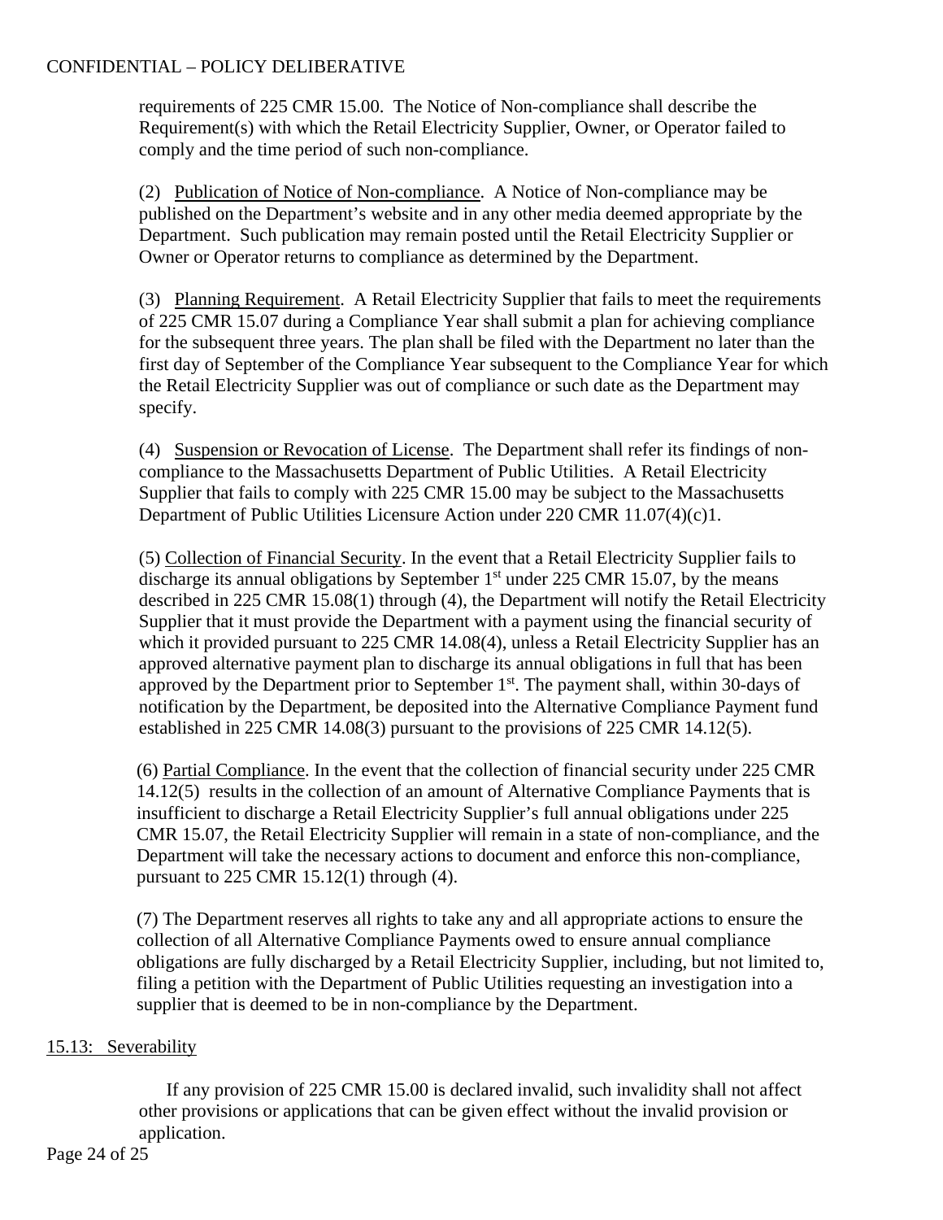requirements of 225 CMR 15.00. The Notice of Non-compliance shall describe the Requirement(s) with which the Retail Electricity Supplier, Owner, or Operator failed to comply and the time period of such non-compliance.

(2) Publication of Notice of Non-compliance. A Notice of Non-compliance may be published on the Department's website and in any other media deemed appropriate by the Department. Such publication may remain posted until the Retail Electricity Supplier or Owner or Operator returns to compliance as determined by the Department.

(3) Planning Requirement. A Retail Electricity Supplier that fails to meet the requirements of 225 CMR 15.07 during a Compliance Year shall submit a plan for achieving compliance for the subsequent three years. The plan shall be filed with the Department no later than the first day of September of the Compliance Year subsequent to the Compliance Year for which the Retail Electricity Supplier was out of compliance or such date as the Department may specify.

(4) Suspension or Revocation of License. The Department shall refer its findings of non-compliance to the Massachusetts Department of Public Utilities. A Retail Electricity Supplier that fails to comply with 225 CMR 15.00 may be subject to the Massachusetts Department of Public Utilities Licensure Action under 220 CMR 11.07(4)(c)1.

(5) Collection of Financial Security. In the event that a Retail Electricity Supplier fails to discharge its annual obligations by September 1st under 225 CMR 15.07, by the means described in 225 CMR 15.08(1) through (4), the Department will notify the Retail Electricity Supplier that it must provide the Department with a payment using the financial security of which it provided pursuant to 225 CMR 14.08(4), unless a Retail Electricity Supplier has an approved alternative payment plan to discharge its annual obligations in full that has been approved by the Department prior to September 1st. The payment shall, within 30-days of notification by the Department, be deposited into the Alternative Compliance Payment fund established in 225 CMR 14.08(3) pursuant to the provisions of 225 CMR 14.12(5).

(6) Partial Compliance. In the event that the collection of financial security under 225 CMR 14.12(5) results in the collection of an amount of Alternative Compliance Payments that is insufficient to discharge a Retail Electricity Supplier's full annual obligations under 225 CMR 15.07, the Retail Electricity Supplier will remain in a state of non-compliance, and the Department will take the necessary actions to document and enforce this non-compliance, pursuant to 225 CMR 15.12(1) through (4).

(7) The Department reserves all rights to take any and all appropriate actions to ensure the collection of all Alternative Compliance Payments owed to ensure annual compliance obligations are fully discharged by a Retail Electricity Supplier, including, but not limited to, filing a petition with the Department of Public Utilities requesting an investigation into a supplier that is deemed to be in non-compliance by the Department.

15.13: Severability

If any provision of 225 CMR 15.00 is declared invalid, such invalidity shall not affect other provisions or applications that can be given effect without the invalid provision or application.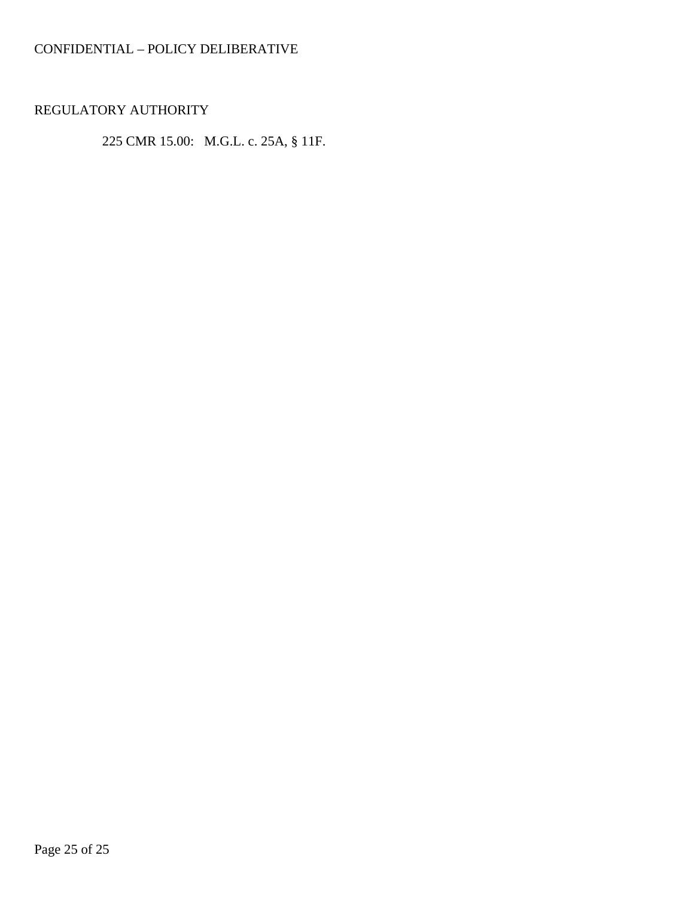REGULATORY AUTHORITY

225 CMR 15.00: M.G.L. c. 25A, § 11F.